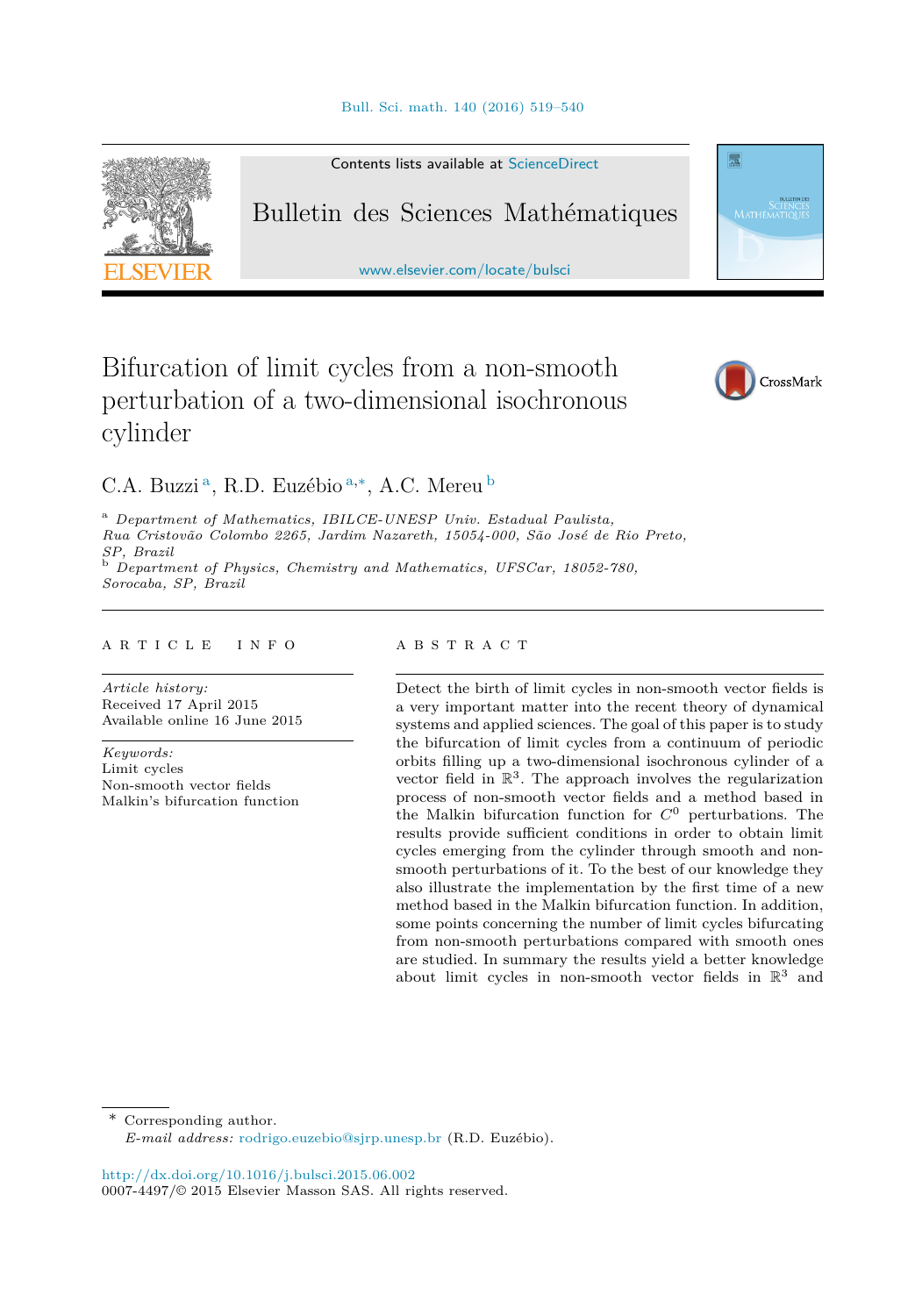# Bifurcation of limit cycles from a non-smooth perturbation of a two-dimensional isochronous cylinder

C.A. Buzzi [a], R.D. Euzébio [a,*], A.C. Mereu [b]

[a] *Department of Mathematics, IBILCE-UNESP Univ. Estadual Paulista, Rua Cristovão Colombo 2265, Jardim Nazareth, 15054-000, São José de Rio Preto, SP, Brazil*

[b] *Department of Physics, Chemistry and Mathematics, UFSCar, 18052-780, Sorocaba, SP, Brazil*

## ARTICLE INFO

*Article history:*
Received 17 April 2015
Available online 16 June 2015

*Keywords:*
Limit cycles
Non-smooth vector fields
Malkin's bifurcation function

## ABSTRACT

Detect the birth of limit cycles in non-smooth vector fields is a very important matter into the recent theory of dynamical systems and applied sciences. The goal of this paper is to study the bifurcation of limit cycles from a continuum of periodic orbits filling up a two-dimensional isochronous cylinder of a vector field in $\mathbb{R}^3$. The approach involves the regularization process of non-smooth vector fields and a method based in the Malkin bifurcation function for $C^0$ perturbations. The results provide sufficient conditions in order to obtain limit cycles emerging from the cylinder through smooth and non-smooth perturbations of it. To the best of our knowledge they also illustrate the implementation by the first time of a new method based in the Malkin bifurcation function. In addition, some points concerning the number of limit cycles bifurcating from non-smooth perturbations compared with smooth ones are studied. In summary the results yield a better knowledge about limit cycles in non-smooth vector fields in $\mathbb{R}^3$ and

\* Corresponding author.
*E-mail address:* rodrigo.euzebio@sjrp.unesp.br (R.D. Euzébio).

http://dx.doi.org/10.1016/j.bulsci.2015.06.002
0007-4497/© 2015 Elsevier Masson SAS. All rights reserved.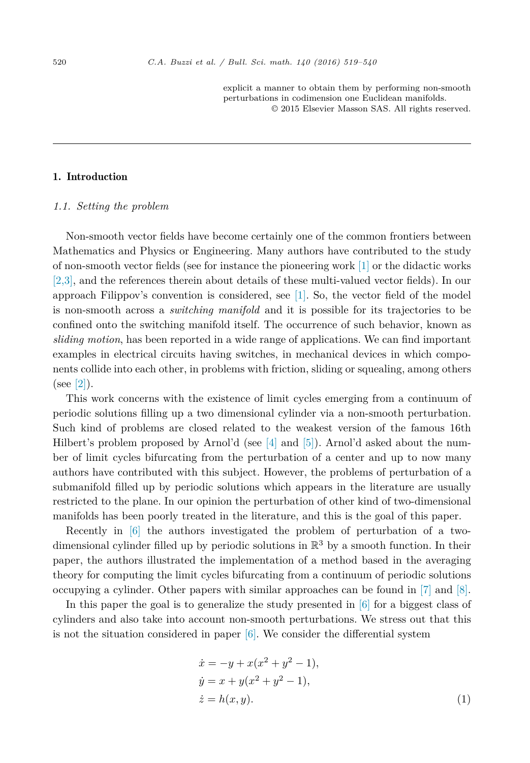explicit a manner to obtain them by performing non-smooth perturbations in codimension one Euclidean manifolds.
© 2015 Elsevier Masson SAS. All rights reserved.

## 1. Introduction

### 1.1. Setting the problem

Non-smooth vector fields have become certainly one of the common frontiers between Mathematics and Physics or Engineering. Many authors have contributed to the study of non-smooth vector fields (see for instance the pioneering work [1] or the didactic works [2,3], and the references therein about details of these multi-valued vector fields). In our approach Filippov's convention is considered, see [1]. So, the vector field of the model is non-smooth across a *switching manifold* and it is possible for its trajectories to be confined onto the switching manifold itself. The occurrence of such behavior, known as *sliding motion*, has been reported in a wide range of applications. We can find important examples in electrical circuits having switches, in mechanical devices in which components collide into each other, in problems with friction, sliding or squealing, among others (see [2]).

This work concerns with the existence of limit cycles emerging from a continuum of periodic solutions filling up a two dimensional cylinder via a non-smooth perturbation. Such kind of problems are closed related to the weakest version of the famous 16th Hilbert's problem proposed by Arnol'd (see [4] and [5]). Arnol'd asked about the number of limit cycles bifurcating from the perturbation of a center and up to now many authors have contributed with this subject. However, the problems of perturbation of a submanifold filled up by periodic solutions which appears in the literature are usually restricted to the plane. In our opinion the perturbation of other kind of two-dimensional manifolds has been poorly treated in the literature, and this is the goal of this paper.

Recently in [6] the authors investigated the problem of perturbation of a two-dimensional cylinder filled up by periodic solutions in $\mathbb{R}^3$ by a smooth function. In their paper, the authors illustrated the implementation of a method based in the averaging theory for computing the limit cycles bifurcating from a continuum of periodic solutions occupying a cylinder. Other papers with similar approaches can be found in [7] and [8].

In this paper the goal is to generalize the study presented in [6] for a biggest class of cylinders and also take into account non-smooth perturbations. We stress out that this is not the situation considered in paper [6]. We consider the differential system

$$
\begin{aligned}
\dot{x} &= -y + x(x^2 + y^2 - 1),\\
\dot{y} &= x + y(x^2 + y^2 - 1),\\
\dot{z} &= h(x, y).
\end{aligned}
\tag{1}
$$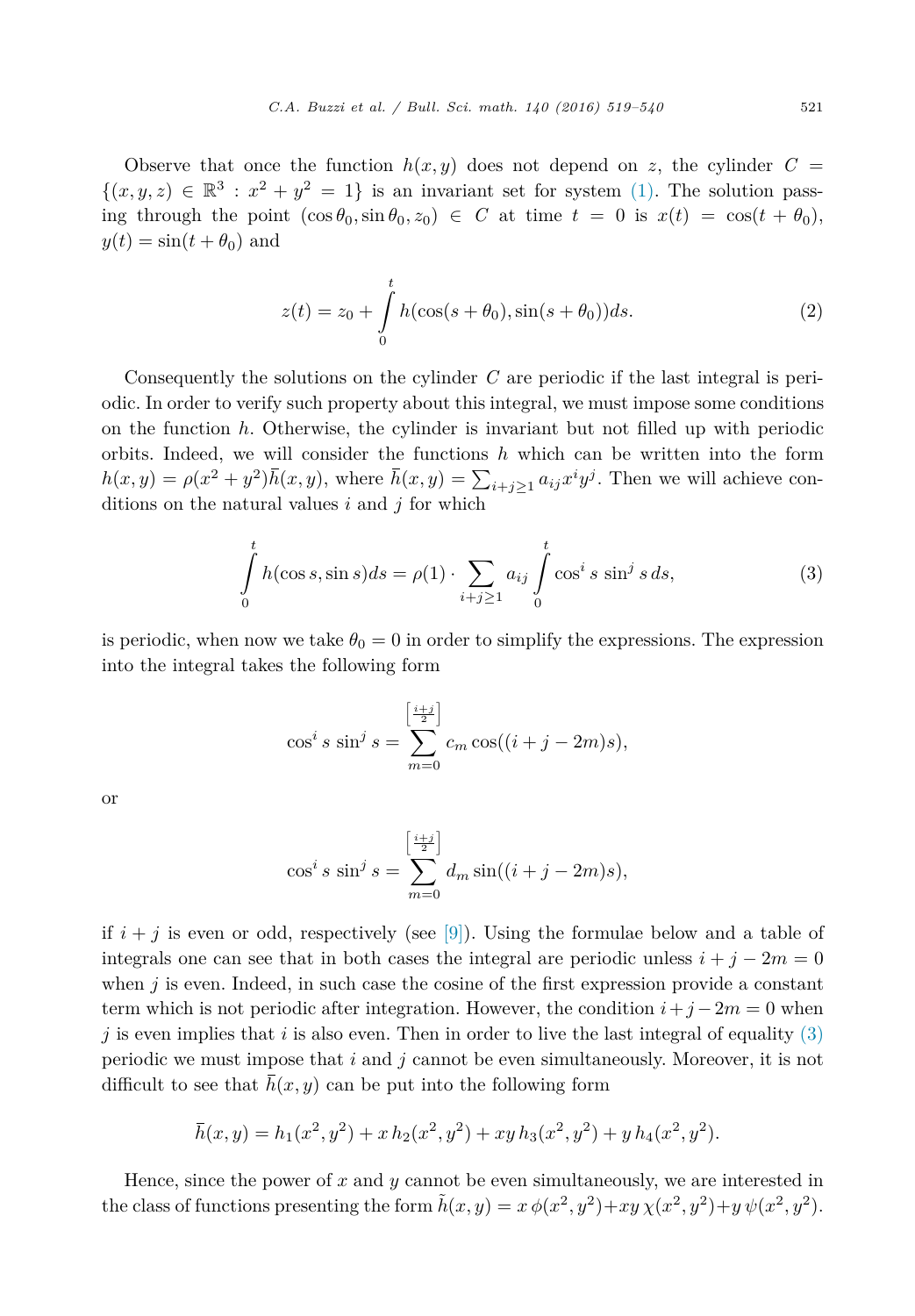Observe that once the function $h(x, y)$ does not depend on $z$, the cylinder $C = \{(x, y, z) \in \mathbb{R}^3 : x^2 + y^2 = 1\}$ is an invariant set for system (1). The solution passing through the point $(\cos\theta_0, \sin\theta_0, z_0) \in C$ at time $t = 0$ is $x(t) = \cos(t + \theta_0)$, $y(t) = \sin(t + \theta_0)$ and

$$z(t) = z_0 + \int_0^t h(\cos(s + \theta_0), \sin(s + \theta_0))ds. \tag{2}$$

Consequently the solutions on the cylinder $C$ are periodic if the last integral is periodic. In order to verify such property about this integral, we must impose some conditions on the function $h$. Otherwise, the cylinder is invariant but not filled up with periodic orbits. Indeed, we will consider the functions $h$ which can be written into the form $h(x, y) = \rho(x^2 + y^2)\bar{h}(x, y)$, where $\bar{h}(x, y) = \sum_{i+j\geq 1} a_{ij}x^i y^j$. Then we will achieve conditions on the natural values $i$ and $j$ for which

$$\int_0^t h(\cos s, \sin s)ds = \rho(1) \cdot \sum_{i+j\geq 1} a_{ij} \int_0^t \cos^i s \, \sin^j s \, ds, \tag{3}$$

is periodic, when now we take $\theta_0 = 0$ in order to simplify the expressions. The expression into the integral takes the following form

$$\cos^i s \, \sin^j s = \sum_{m=0}^{\left[\frac{i+j}{2}\right]} c_m \cos((i + j - 2m)s),$$

or

$$\cos^i s \, \sin^j s = \sum_{m=0}^{\left[\frac{i+j}{2}\right]} d_m \sin((i + j - 2m)s),$$

if $i + j$ is even or odd, respectively (see [9]). Using the formulae below and a table of integrals one can see that in both cases the integral are periodic unless $i + j - 2m = 0$ when $j$ is even. Indeed, in such case the cosine of the first expression provide a constant term which is not periodic after integration. However, the condition $i + j - 2m = 0$ when $j$ is even implies that $i$ is also even. Then in order to live the last integral of equality (3) periodic we must impose that $i$ and $j$ cannot be even simultaneously. Moreover, it is not difficult to see that $\bar{h}(x, y)$ can be put into the following form

$$\bar{h}(x, y) = h_1(x^2, y^2) + x\, h_2(x^2, y^2) + xy\, h_3(x^2, y^2) + y\, h_4(x^2, y^2).$$

Hence, since the power of $x$ and $y$ cannot be even simultaneously, we are interested in the class of functions presenting the form $\tilde{h}(x, y) = x\,\phi(x^2, y^2) + xy\,\chi(x^2, y^2) + y\,\psi(x^2, y^2)$.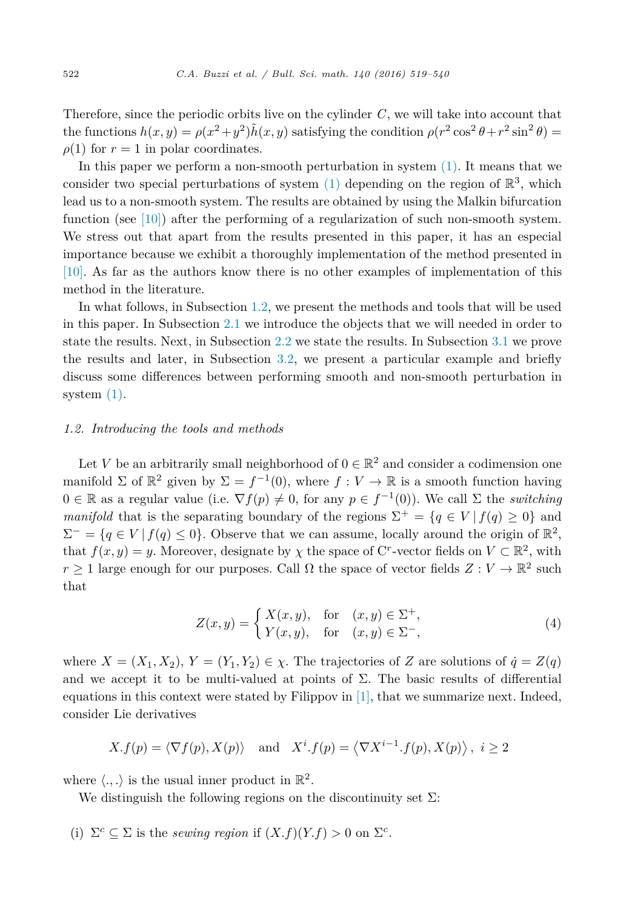Therefore, since the periodic orbits live on the cylinder $C$, we will take into account that the functions $h(x,y) = \rho(x^2+y^2)\tilde{h}(x,y)$ satisfying the condition $\rho(r^2\cos^2\theta + r^2\sin^2\theta) = \rho(1)$ for $r=1$ in polar coordinates.

In this paper we perform a non-smooth perturbation in system (1). It means that we consider two special perturbations of system (1) depending on the region of $\mathbb{R}^3$, which lead us to a non-smooth system. The results are obtained by using the Malkin bifurcation function (see [10]) after the performing of a regularization of such non-smooth system. We stress out that apart from the results presented in this paper, it has an especial importance because we exhibit a thoroughly implementation of the method presented in [10]. As far as the authors know there is no other examples of implementation of this method in the literature.

In what follows, in Subsection 1.2, we present the methods and tools that will be used in this paper. In Subsection 2.1 we introduce the objects that we will needed in order to state the results. Next, in Subsection 2.2 we state the results. In Subsection 3.1 we prove the results and later, in Subsection 3.2, we present a particular example and briefly discuss some differences between performing smooth and non-smooth perturbation in system (1).

### 1.2. Introducing the tools and methods

Let $V$ be an arbitrarily small neighborhood of $0 \in \mathbb{R}^2$ and consider a codimension one manifold $\Sigma$ of $\mathbb{R}^2$ given by $\Sigma = f^{-1}(0)$, where $f : V \to \mathbb{R}$ is a smooth function having $0 \in \mathbb{R}$ as a regular value (i.e. $\nabla f(p) \neq 0$, for any $p \in f^{-1}(0)$). We call $\Sigma$ the *switching manifold* that is the separating boundary of the regions $\Sigma^+ = \{q \in V \mid f(q) \geq 0\}$ and $\Sigma^- = \{q \in V \mid f(q) \leq 0\}$. Observe that we can assume, locally around the origin of $\mathbb{R}^2$, that $f(x,y) = y$. Moreover, designate by $\chi$ the space of $C^r$-vector fields on $V \subset \mathbb{R}^2$, with $r \geq 1$ large enough for our purposes. Call $\Omega$ the space of vector fields $Z : V \to \mathbb{R}^2$ such that

$$Z(x,y) = \begin{cases} X(x,y), & \text{for} \quad (x,y) \in \Sigma^+, \\ Y(x,y), & \text{for} \quad (x,y) \in \Sigma^-, \end{cases} \tag{4}$$

where $X = (X_1, X_2)$, $Y = (Y_1, Y_2) \in \chi$. The trajectories of $Z$ are solutions of $\dot{q} = Z(q)$ and we accept it to be multi-valued at points of $\Sigma$. The basic results of differential equations in this context were stated by Filippov in [1], that we summarize next. Indeed, consider Lie derivatives

$$X.f(p) = \langle \nabla f(p), X(p) \rangle \quad \text{and} \quad X^i.f(p) = \left\langle \nabla X^{i-1}.f(p), X(p) \right\rangle, \ i \geq 2$$

where $\langle .,. \rangle$ is the usual inner product in $\mathbb{R}^2$.

We distinguish the following regions on the discontinuity set $\Sigma$:

(i) $\Sigma^c \subseteq \Sigma$ is the *sewing region* if $(X.f)(Y.f) > 0$ on $\Sigma^c$.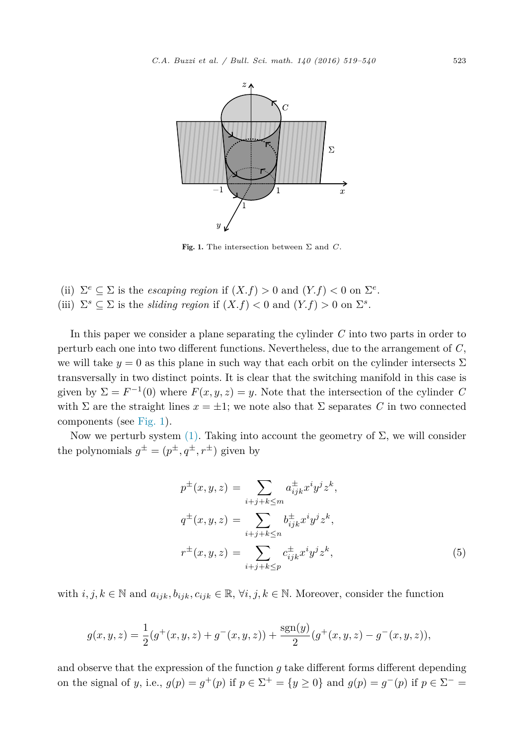**Fig. 1.** The intersection between $\Sigma$ and $C$.

(ii) $\Sigma^e \subseteq \Sigma$ is the *escaping region* if $(X.f) > 0$ and $(Y.f) < 0$ on $\Sigma^e$.

(iii) $\Sigma^s \subseteq \Sigma$ is the *sliding region* if $(X.f) < 0$ and $(Y.f) > 0$ on $\Sigma^s$.

In this paper we consider a plane separating the cylinder $C$ into two parts in order to perturb each one into two different functions. Nevertheless, due to the arrangement of $C$, we will take $y = 0$ as this plane in such way that each orbit on the cylinder intersects $\Sigma$ transversally in two distinct points. It is clear that the switching manifold in this case is given by $\Sigma = F^{-1}(0)$ where $F(x, y, z) = y$. Note that the intersection of the cylinder $C$ with $\Sigma$ are the straight lines $x = \pm 1$; we note also that $\Sigma$ separates $C$ in two connected components (see Fig. 1).

Now we perturb system (1). Taking into account the geometry of $\Sigma$, we will consider the polynomials $g^{\pm} = (p^{\pm}, q^{\pm}, r^{\pm})$ given by

$$
\begin{aligned}
p^{\pm}(x,y,z) &= \sum_{i+j+k\le m} a^{\pm}_{ijk} x^i y^j z^k,\\
q^{\pm}(x,y,z) &= \sum_{i+j+k\le n} b^{\pm}_{ijk} x^i y^j z^k,\\
r^{\pm}(x,y,z) &= \sum_{i+j+k\le p} c^{\pm}_{ijk} x^i y^j z^k,
\end{aligned}
\tag{5}
$$

with $i, j, k \in \mathbb{N}$ and $a_{ijk}, b_{ijk}, c_{ijk} \in \mathbb{R}$, $\forall i, j, k \in \mathbb{N}$. Moreover, consider the function

$$
g(x,y,z) = \frac{1}{2}(g^{+}(x,y,z) + g^{-}(x,y,z)) + \frac{\operatorname{sgn}(y)}{2}(g^{+}(x,y,z) - g^{-}(x,y,z)),
$$

and observe that the expression of the function $g$ take different forms different depending on the signal of $y$, i.e., $g(p) = g^{+}(p)$ if $p \in \Sigma^{+} = \{y \geq 0\}$ and $g(p) = g^{-}(p)$ if $p \in \Sigma^{-} =$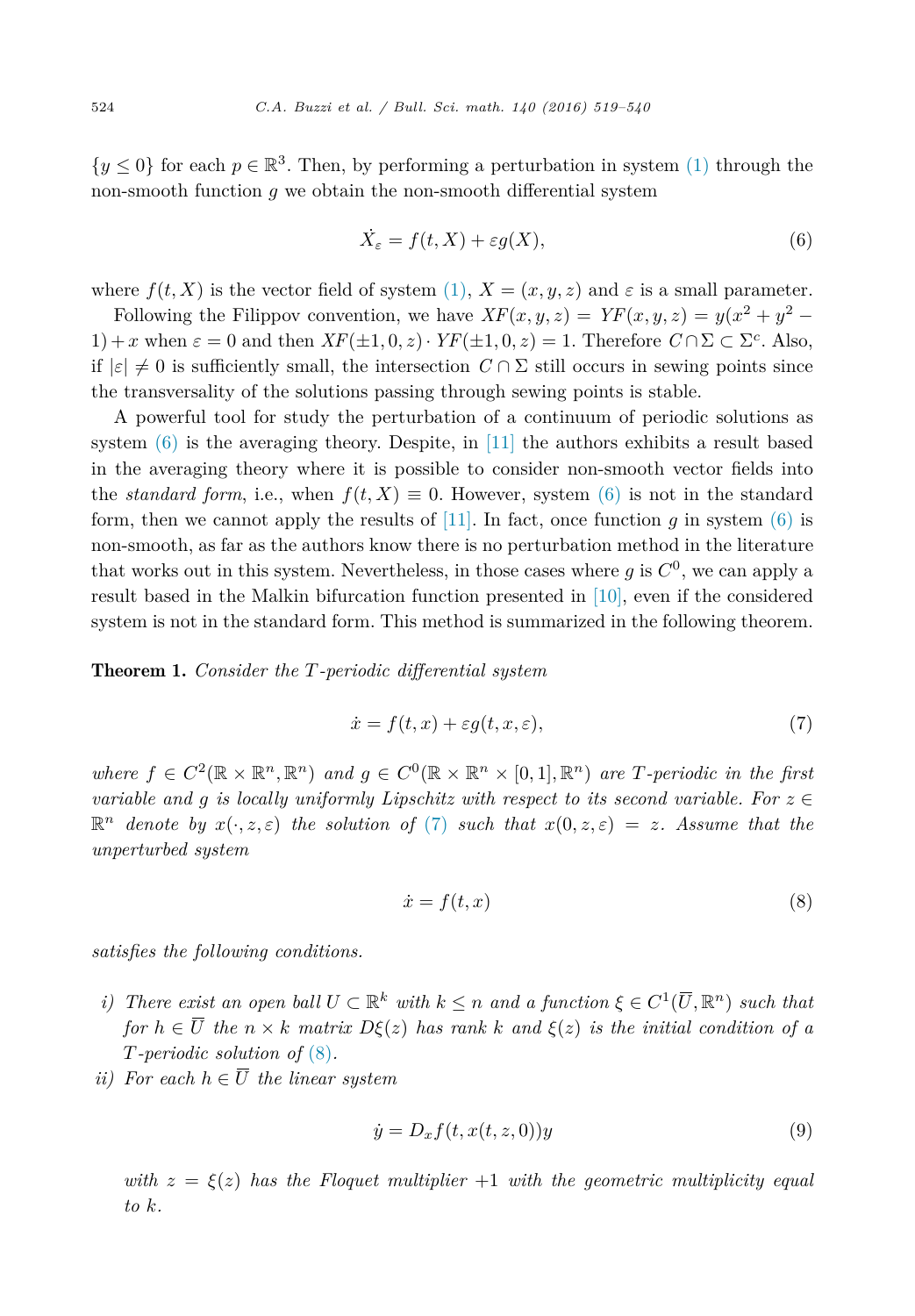$\{y \leq 0\}$ for each $p \in \mathbb{R}^3$. Then, by performing a perturbation in system (1) through the non-smooth function $g$ we obtain the non-smooth differential system

$$\dot{X}_\varepsilon = f(t, X) + \varepsilon g(X), \tag{6}$$

where $f(t, X)$ is the vector field of system (1), $X = (x, y, z)$ and $\varepsilon$ is a small parameter.

Following the Filippov convention, we have $XF(x, y, z) = YF(x, y, z) = y(x^2 + y^2 - 1) + x$ when $\varepsilon = 0$ and then $XF(\pm 1, 0, z) \cdot YF(\pm 1, 0, z) = 1$. Therefore $C \cap \Sigma \subset \Sigma^c$. Also, if $|\varepsilon| \neq 0$ is sufficiently small, the intersection $C \cap \Sigma$ still occurs in sewing points since the transversality of the solutions passing through sewing points is stable.

A powerful tool for study the perturbation of a continuum of periodic solutions as system (6) is the averaging theory. Despite, in [11] the authors exhibits a result based in the averaging theory where it is possible to consider non-smooth vector fields into the *standard form*, i.e., when $f(t, X) \equiv 0$. However, system (6) is not in the standard form, then we cannot apply the results of [11]. In fact, once function $g$ in system (6) is non-smooth, as far as the authors know there is no perturbation method in the literature that works out in this system. Nevertheless, in those cases where $g$ is $C^0$, we can apply a result based in the Malkin bifurcation function presented in [10], even if the considered system is not in the standard form. This method is summarized in the following theorem.

**Theorem 1.** *Consider the $T$-periodic differential system*

$$\dot{x} = f(t, x) + \varepsilon g(t, x, \varepsilon), \tag{7}$$

*where $f \in C^2(\mathbb{R} \times \mathbb{R}^n, \mathbb{R}^n)$ and $g \in C^0(\mathbb{R} \times \mathbb{R}^n \times [0, 1], \mathbb{R}^n)$ are $T$-periodic in the first variable and $g$ is locally uniformly Lipschitz with respect to its second variable. For $z \in \mathbb{R}^n$ denote by $x(\cdot, z, \varepsilon)$ the solution of (7) such that $x(0, z, \varepsilon) = z$. Assume that the unperturbed system*

$$\dot{x} = f(t, x) \tag{8}$$

*satisfies the following conditions.*

*i) There exist an open ball $U \subset \mathbb{R}^k$ with $k \leq n$ and a function $\xi \in C^1(\overline{U}, \mathbb{R}^n)$ such that for $h \in \overline{U}$ the $n \times k$ matrix $D\xi(z)$ has rank $k$ and $\xi(z)$ is the initial condition of a $T$-periodic solution of (8).*

*ii) For each $h \in \overline{U}$ the linear system*

$$\dot{y} = D_x f(t, x(t, z, 0))y \tag{9}$$

*with $z = \xi(z)$ has the Floquet multiplier $+1$ with the geometric multiplicity equal to $k$.*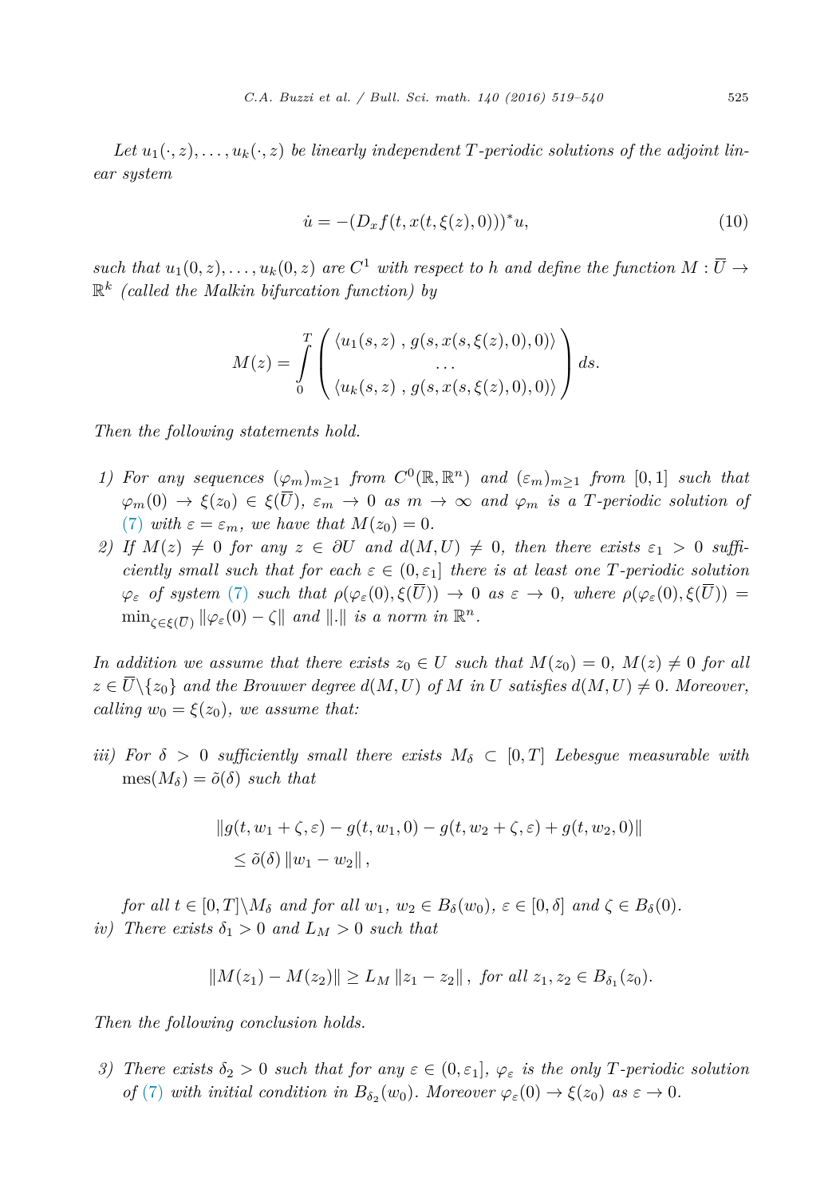*Let $u_1(\cdot, z), \ldots, u_k(\cdot, z)$ be linearly independent $T$-periodic solutions of the adjoint linear system*

$$\dot{u} = -(D_x f(t, x(t, \xi(z), 0)))^* u, \tag{10}$$

*such that $u_1(0, z), \ldots, u_k(0, z)$ are $C^1$ with respect to $h$ and define the function $M : \overline{U} \to \mathbb{R}^k$ (called the Malkin bifurcation function) by*

$$M(z) = \int_0^T \begin{pmatrix} \langle u_1(s, z) \, , \, g(s, x(s, \xi(z), 0), 0) \rangle \\ \cdots \\ \langle u_k(s, z) \, , \, g(s, x(s, \xi(z), 0), 0) \rangle \end{pmatrix} ds.$$

*Then the following statements hold.*

1) *For any sequences $(\varphi_m)_{m \geq 1}$ from $C^0(\mathbb{R}, \mathbb{R}^n)$ and $(\varepsilon_m)_{m \geq 1}$ from $[0, 1]$ such that $\varphi_m(0) \to \xi(z_0) \in \xi(\overline{U})$, $\varepsilon_m \to 0$ as $m \to \infty$ and $\varphi_m$ is a $T$-periodic solution of (7) with $\varepsilon = \varepsilon_m$, we have that $M(z_0) = 0$.*
2) *If $M(z) \neq 0$ for any $z \in \partial U$ and $d(M, U) \neq 0$, then there exists $\varepsilon_1 > 0$ sufficiently small such that for each $\varepsilon \in (0, \varepsilon_1]$ there is at least one $T$-periodic solution $\varphi_\varepsilon$ of system (7) such that $\rho(\varphi_\varepsilon(0), \xi(\overline{U})) \to 0$ as $\varepsilon \to 0$, where $\rho(\varphi_\varepsilon(0), \xi(\overline{U})) = \min_{\zeta \in \xi(\overline{U})} \|\varphi_\varepsilon(0) - \zeta\|$ and $\|.\|$ is a norm in $\mathbb{R}^n$.*

*In addition we assume that there exists $z_0 \in U$ such that $M(z_0) = 0$, $M(z) \neq 0$ for all $z \in \overline{U} \backslash \{z_0\}$ and the Brouwer degree $d(M, U)$ of $M$ in $U$ satisfies $d(M, U) \neq 0$. Moreover, calling $w_0 = \xi(z_0)$, we assume that:*

iii) *For $\delta > 0$ sufficiently small there exists $M_\delta \subset [0, T]$ Lebesgue measurable with $\operatorname{mes}(M_\delta) = \tilde{o}(\delta)$ such that*

$$\begin{aligned} &\|g(t, w_1 + \zeta, \varepsilon) - g(t, w_1, 0) - g(t, w_2 + \zeta, \varepsilon) + g(t, w_2, 0)\| \\ &\quad \leq \tilde{o}(\delta) \|w_1 - w_2\|, \end{aligned}$$

*for all $t \in [0, T] \backslash M_\delta$ and for all $w_1$, $w_2 \in B_\delta(w_0)$, $\varepsilon \in [0, \delta]$ and $\zeta \in B_\delta(0)$.*

iv) *There exists $\delta_1 > 0$ and $L_M > 0$ such that*

$$\|M(z_1) - M(z_2)\| \geq L_M \|z_1 - z_2\|, \text{ for all } z_1, z_2 \in B_{\delta_1}(z_0).$$

*Then the following conclusion holds.*

3) *There exists $\delta_2 > 0$ such that for any $\varepsilon \in (0, \varepsilon_1]$, $\varphi_\varepsilon$ is the only $T$-periodic solution of (7) with initial condition in $B_{\delta_2}(w_0)$. Moreover $\varphi_\varepsilon(0) \to \xi(z_0)$ as $\varepsilon \to 0$.*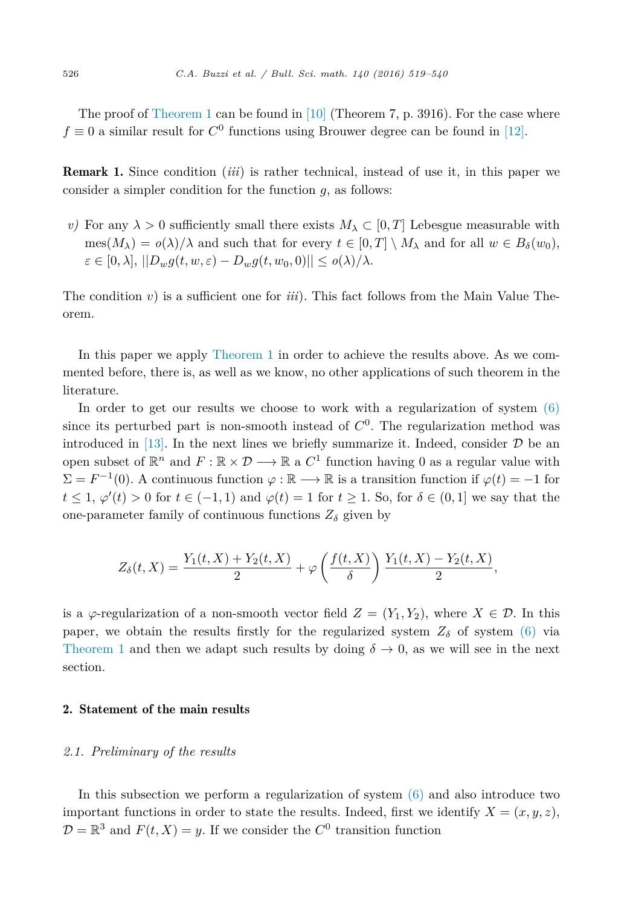The proof of Theorem 1 can be found in [10] (Theorem 7, p. 3916). For the case where $f \equiv 0$ a similar result for $C^0$ functions using Brouwer degree can be found in [12].

**Remark 1.** Since condition $(iii)$ is rather technical, instead of use it, in this paper we consider a simpler condition for the function $g$, as follows:

*v)* For any $\lambda > 0$ sufficiently small there exists $M_\lambda \subset [0,T]$ Lebesgue measurable with $\text{mes}(M_\lambda) = o(\lambda)/\lambda$ and such that for every $t \in [0,T] \setminus M_\lambda$ and for all $w \in B_\delta(w_0)$, $\varepsilon \in [0,\lambda]$, $||D_w g(t,w,\varepsilon) - D_w g(t,w_0,0)|| \leq o(\lambda)/\lambda$.

The condition $v)$ is a sufficient one for $iii)$. This fact follows from the Main Value Theorem.

In this paper we apply Theorem 1 in order to achieve the results above. As we commented before, there is, as well as we know, no other applications of such theorem in the literature.

In order to get our results we choose to work with a regularization of system (6) since its perturbed part is non-smooth instead of $C^0$. The regularization method was introduced in [13]. In the next lines we briefly summarize it. Indeed, consider $\mathcal{D}$ be an open subset of $\mathbb{R}^n$ and $F : \mathbb{R} \times \mathcal{D} \longrightarrow \mathbb{R}$ a $C^1$ function having 0 as a regular value with $\Sigma = F^{-1}(0)$. A continuous function $\varphi : \mathbb{R} \longrightarrow \mathbb{R}$ is a transition function if $\varphi(t) = -1$ for $t \leq 1$, $\varphi'(t) > 0$ for $t \in (-1,1)$ and $\varphi(t) = 1$ for $t \geq 1$. So, for $\delta \in (0,1]$ we say that the one-parameter family of continuous functions $Z_\delta$ given by

$$Z_\delta(t,X) = \frac{Y_1(t,X) + Y_2(t,X)}{2} + \varphi\left(\frac{f(t,X)}{\delta}\right)\frac{Y_1(t,X) - Y_2(t,X)}{2},$$

is a $\varphi$-regularization of a non-smooth vector field $Z = (Y_1, Y_2)$, where $X \in \mathcal{D}$. In this paper, we obtain the results firstly for the regularized system $Z_\delta$ of system (6) via Theorem 1 and then we adapt such results by doing $\delta \to 0$, as we will see in the next section.

## 2. Statement of the main results

### *2.1. Preliminary of the results*

In this subsection we perform a regularization of system (6) and also introduce two important functions in order to state the results. Indeed, first we identify $X = (x,y,z)$, $\mathcal{D} = \mathbb{R}^3$ and $F(t,X) = y$. If we consider the $C^0$ transition function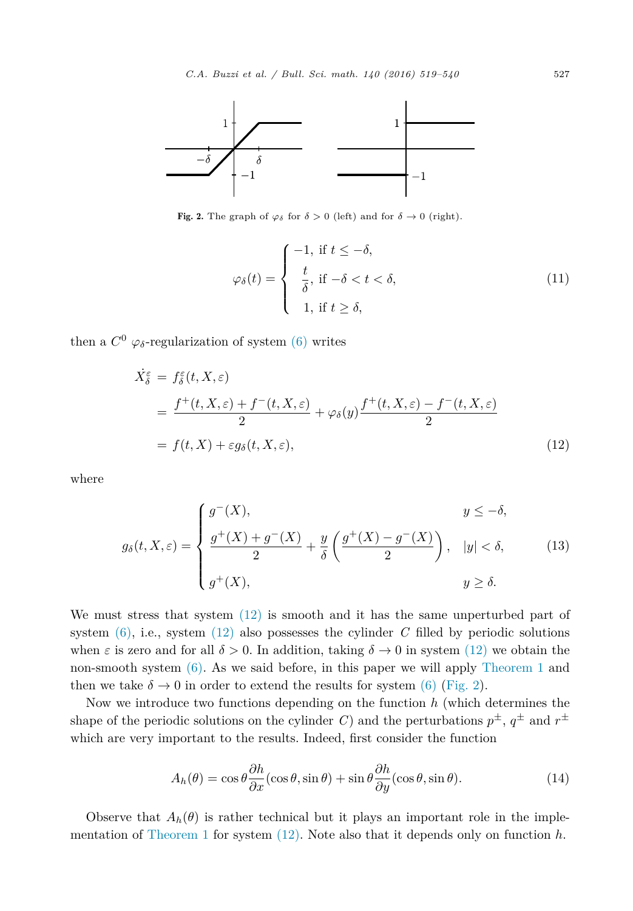Fig. 2. The graph of $\varphi_\delta$ for $\delta > 0$ (left) and for $\delta \to 0$ (right).

$$
\varphi_\delta(t) = \begin{cases} -1, \text{ if } t \le -\delta, \\ \dfrac{t}{\delta}, \text{ if } -\delta < t < \delta, \\ 1, \text{ if } t \ge \delta, \end{cases} \tag{11}
$$

then a $C^0$ $\varphi_\delta$-regularization of system (6) writes

$$
\begin{aligned}
\dot{X}_\delta^\varepsilon &= f_\delta^\varepsilon(t, X, \varepsilon) \\
&= \frac{f^+(t, X, \varepsilon) + f^-(t, X, \varepsilon)}{2} + \varphi_\delta(y) \frac{f^+(t, X, \varepsilon) - f^-(t, X, \varepsilon)}{2} \\
&= f(t, X) + \varepsilon g_\delta(t, X, \varepsilon),
\end{aligned} \tag{12}
$$

where

$$
g_\delta(t, X, \varepsilon) = \begin{cases} g^-(X), & y \le -\delta, \\ \dfrac{g^+(X) + g^-(X)}{2} + \dfrac{y}{\delta}\left(\dfrac{g^+(X) - g^-(X)}{2}\right), & |y| < \delta, \\ g^+(X), & y \ge \delta. \end{cases} \tag{13}
$$

We must stress that system (12) is smooth and it has the same unperturbed part of system (6), i.e., system (12) also possesses the cylinder $C$ filled by periodic solutions when $\varepsilon$ is zero and for all $\delta > 0$. In addition, taking $\delta \to 0$ in system (12) we obtain the non-smooth system (6). As we said before, in this paper we will apply Theorem 1 and then we take $\delta \to 0$ in order to extend the results for system (6) (Fig. 2).

Now we introduce two functions depending on the function $h$ (which determines the shape of the periodic solutions on the cylinder $C$) and the perturbations $p^\pm$, $q^\pm$ and $r^\pm$ which are very important to the results. Indeed, first consider the function

$$
A_h(\theta) = \cos\theta \frac{\partial h}{\partial x}(\cos\theta, \sin\theta) + \sin\theta \frac{\partial h}{\partial y}(\cos\theta, \sin\theta). \tag{14}
$$

Observe that $A_h(\theta)$ is rather technical but it plays an important role in the implementation of Theorem 1 for system (12). Note also that it depends only on function $h$.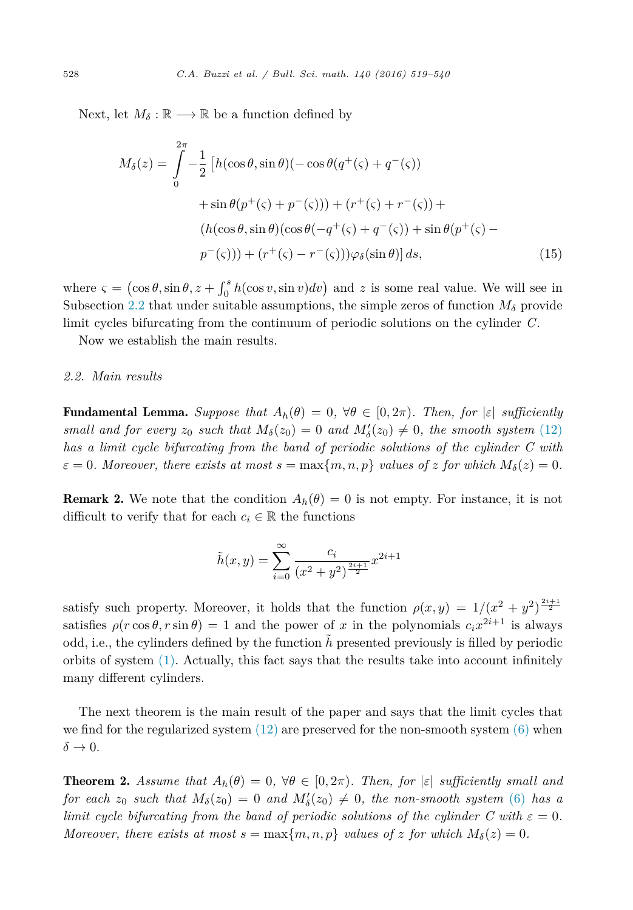Next, let $M_\delta : \mathbb{R} \longrightarrow \mathbb{R}$ be a function defined by

$$
\begin{aligned}
M_\delta(z) = \int_0^{2\pi} -\frac{1}{2}\big[&h(\cos\theta, \sin\theta)(-\cos\theta(q^+(\varsigma) + q^-(\varsigma)) \\
&+ \sin\theta(p^+(\varsigma) + p^-(\varsigma))) + (r^+(\varsigma) + r^-(\varsigma)) + \\
&(h(\cos\theta, \sin\theta)(\cos\theta(-q^+(\varsigma) + q^-(\varsigma)) + \sin\theta(p^+(\varsigma) - \\
&p^-(\varsigma))) + (r^+(\varsigma) - r^-(\varsigma)))\varphi_\delta(\sin\theta)\big]\, ds,
\end{aligned} \tag{15}
$$

where $\varsigma = \left(\cos\theta, \sin\theta, z + \int_0^s h(\cos v, \sin v)dv\right)$ and $z$ is some real value. We will see in Subsection 2.2 that under suitable assumptions, the simple zeros of function $M_\delta$ provide limit cycles bifurcating from the continuum of periodic solutions on the cylinder $C$.

Now we establish the main results.

### 2.2. Main results

**Fundamental Lemma.** *Suppose that $A_h(\theta) = 0$, $\forall\theta \in [0, 2\pi)$. Then, for $|\varepsilon|$ sufficiently small and for every $z_0$ such that $M_\delta(z_0) = 0$ and $M'_\delta(z_0) \neq 0$, the smooth system (12) has a limit cycle bifurcating from the band of periodic solutions of the cylinder $C$ with $\varepsilon = 0$. Moreover, there exists at most $s = \max\{m, n, p\}$ values of $z$ for which $M_\delta(z) = 0$.*

**Remark 2.** We note that the condition $A_h(\theta) = 0$ is not empty. For instance, it is not difficult to verify that for each $c_i \in \mathbb{R}$ the functions

$$
\tilde{h}(x, y) = \sum_{i=0}^{\infty} \frac{c_i}{(x^2 + y^2)^{\frac{2i+1}{2}}} x^{2i+1}
$$

satisfy such property. Moreover, it holds that the function $\rho(x, y) = 1/(x^2 + y^2)^{\frac{2i+1}{2}}$ satisfies $\rho(r\cos\theta, r\sin\theta) = 1$ and the power of $x$ in the polynomials $c_i x^{2i+1}$ is always odd, i.e., the cylinders defined by the function $\tilde{h}$ presented previously is filled by periodic orbits of system (1). Actually, this fact says that the results take into account infinitely many different cylinders.

The next theorem is the main result of the paper and says that the limit cycles that we find for the regularized system (12) are preserved for the non-smooth system (6) when $\delta \to 0$.

**Theorem 2.** *Assume that $A_h(\theta) = 0$, $\forall\theta \in [0, 2\pi)$. Then, for $|\varepsilon|$ sufficiently small and for each $z_0$ such that $M_\delta(z_0) = 0$ and $M'_\delta(z_0) \neq 0$, the non-smooth system (6) has a limit cycle bifurcating from the band of periodic solutions of the cylinder $C$ with $\varepsilon = 0$. Moreover, there exists at most $s = \max\{m, n, p\}$ values of $z$ for which $M_\delta(z) = 0$.*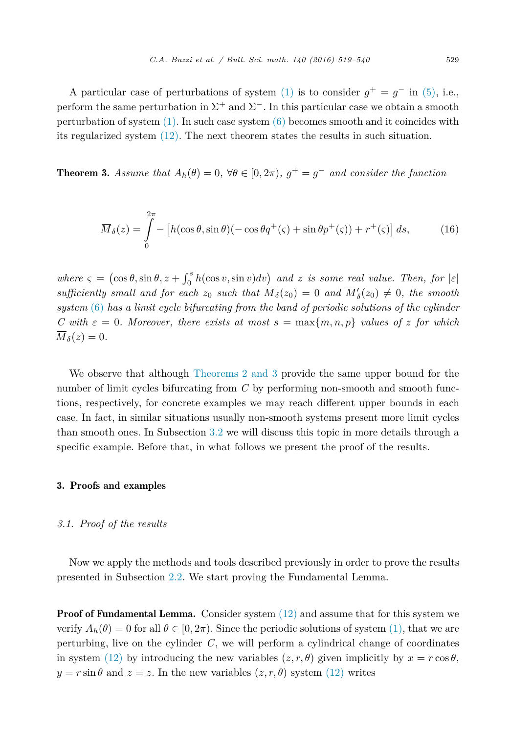A particular case of perturbations of system (1) is to consider $g^+ = g^-$ in (5), i.e., perform the same perturbation in $\Sigma^+$ and $\Sigma^-$. In this particular case we obtain a smooth perturbation of system (1). In such case system (6) becomes smooth and it coincides with its regularized system (12). The next theorem states the results in such situation.

**Theorem 3.** *Assume that $A_h(\theta) = 0$, $\forall \theta \in [0, 2\pi)$, $g^+ = g^-$ and consider the function*

$$\overline{M}_\delta(z) = \int_0^{2\pi} - \left[h(\cos\theta, \sin\theta)(-\cos\theta q^+(\varsigma) + \sin\theta p^+(\varsigma)) + r^+(\varsigma)\right] ds, \tag{16}$$

*where $\varsigma = \left(\cos\theta, \sin\theta, z + \int_0^s h(\cos v, \sin v)dv\right)$ and $z$ is some real value. Then, for $|\varepsilon|$ sufficiently small and for each $z_0$ such that $\overline{M}_\delta(z_0) = 0$ and $\overline{M}'_\delta(z_0) \neq 0$, the smooth system (6) has a limit cycle bifurcating from the band of periodic solutions of the cylinder $C$ with $\varepsilon = 0$. Moreover, there exists at most $s = \max\{m, n, p\}$ values of $z$ for which $\overline{M}_\delta(z) = 0$.*

We observe that although Theorems 2 and 3 provide the same upper bound for the number of limit cycles bifurcating from $C$ by performing non-smooth and smooth functions, respectively, for concrete examples we may reach different upper bounds in each case. In fact, in similar situations usually non-smooth systems present more limit cycles than smooth ones. In Subsection 3.2 we will discuss this topic in more details through a specific example. Before that, in what follows we present the proof of the results.

## 3. Proofs and examples

### *3.1. Proof of the results*

Now we apply the methods and tools described previously in order to prove the results presented in Subsection 2.2. We start proving the Fundamental Lemma.

**Proof of Fundamental Lemma.** Consider system (12) and assume that for this system we verify $A_h(\theta) = 0$ for all $\theta \in [0, 2\pi)$. Since the periodic solutions of system (1), that we are perturbing, live on the cylinder $C$, we will perform a cylindrical change of coordinates in system (12) by introducing the new variables $(z, r, \theta)$ given implicitly by $x = r\cos\theta$, $y = r\sin\theta$ and $z = z$. In the new variables $(z, r, \theta)$ system (12) writes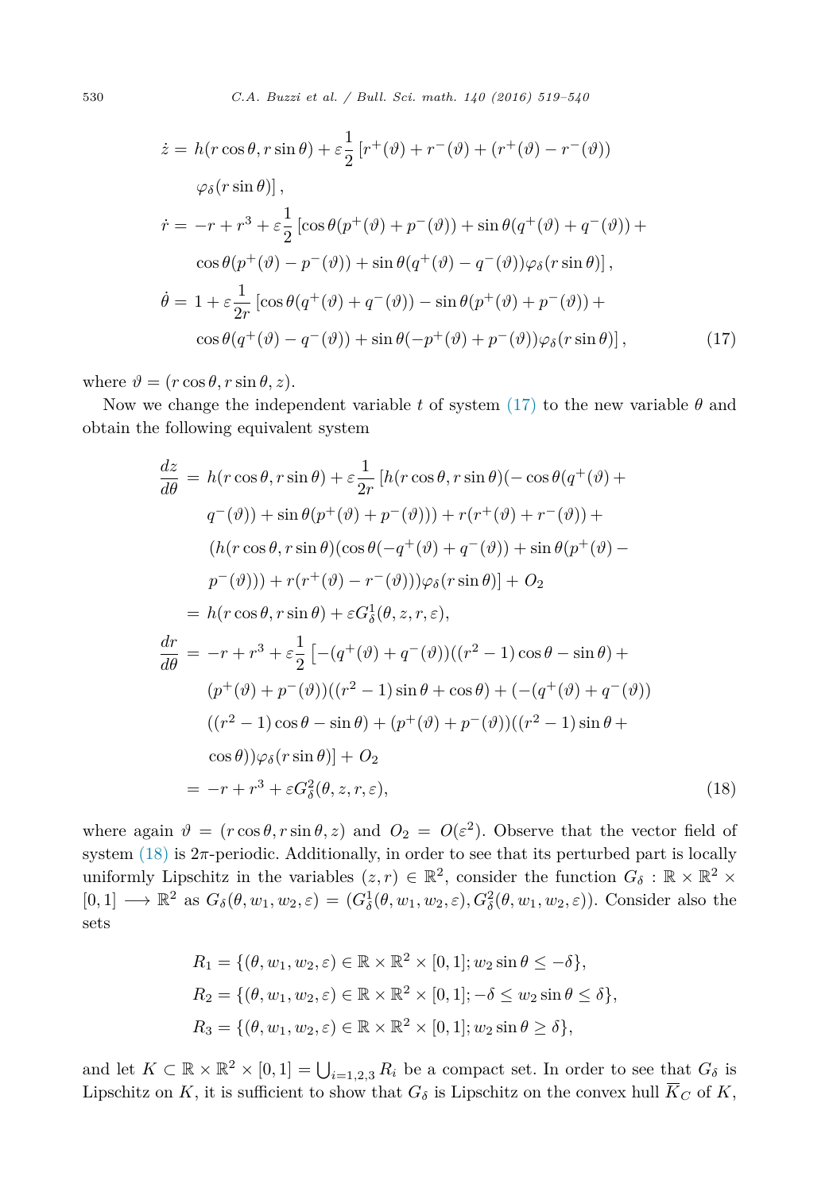$$
\begin{aligned}
\dot{z} =&\ h(r\cos\theta, r\sin\theta) + \varepsilon\frac{1}{2}\left[r^+(\vartheta) + r^-(\vartheta) + (r^+(\vartheta) - r^-(\vartheta))\right.\\
&\left.\varphi_\delta(r\sin\theta)\right],\\
\dot{r} =&\ -r + r^3 + \varepsilon\frac{1}{2}\left[\cos\theta(p^+(\vartheta) + p^-(\vartheta)) + \sin\theta(q^+(\vartheta) + q^-(\vartheta)) + \right.\\
&\left.\cos\theta(p^+(\vartheta) - p^-(\vartheta)) + \sin\theta(q^+(\vartheta) - q^-(\vartheta))\varphi_\delta(r\sin\theta)\right],\\
\dot{\theta} =&\ 1 + \varepsilon\frac{1}{2r}\left[\cos\theta(q^+(\vartheta) + q^-(\vartheta)) - \sin\theta(p^+(\vartheta) + p^-(\vartheta)) + \right.\\
&\left.\cos\theta(q^+(\vartheta) - q^-(\vartheta)) + \sin\theta(-p^+(\vartheta) + p^-(\vartheta))\varphi_\delta(r\sin\theta)\right],
\end{aligned}
\tag{17}
$$

where $\vartheta = (r\cos\theta, r\sin\theta, z)$.

Now we change the independent variable $t$ of system (17) to the new variable $\theta$ and obtain the following equivalent system

$$
\begin{aligned}
\frac{dz}{d\theta} =&\ h(r\cos\theta, r\sin\theta) + \varepsilon\frac{1}{2r}\left[h(r\cos\theta, r\sin\theta)(-\cos\theta(q^+(\vartheta) + \right.\\
&q^-(\vartheta)) + \sin\theta(p^+(\vartheta) + p^-(\vartheta))) + r(r^+(\vartheta) + r^-(\vartheta)) + \\
&(h(r\cos\theta, r\sin\theta)(\cos\theta(-q^+(\vartheta) + q^-(\vartheta)) + \sin\theta(p^+(\vartheta) - \\
&\left.p^-(\vartheta))) + r(r^+(\vartheta) - r^-(\vartheta)))\varphi_\delta(r\sin\theta)\right] + O_2\\
=&\ h(r\cos\theta, r\sin\theta) + \varepsilon G^1_\delta(\theta, z, r, \varepsilon),\\
\frac{dr}{d\theta} =&\ -r + r^3 + \varepsilon\frac{1}{2}\left[-(q^+(\vartheta) + q^-(\vartheta))((r^2-1)\cos\theta - \sin\theta) + \right.\\
&(p^+(\vartheta) + p^-(\vartheta))((r^2-1)\sin\theta + \cos\theta) + (-(q^+(\vartheta) + q^-(\vartheta))\\
&((r^2-1)\cos\theta - \sin\theta) + (p^+(\vartheta) + p^-(\vartheta))((r^2-1)\sin\theta + \\
&\left.\cos\theta))\varphi_\delta(r\sin\theta)\right] + O_2\\
=&\ -r + r^3 + \varepsilon G^2_\delta(\theta, z, r, \varepsilon),
\end{aligned}
\tag{18}
$$

where again $\vartheta = (r\cos\theta, r\sin\theta, z)$ and $O_2 = O(\varepsilon^2)$. Observe that the vector field of system (18) is $2\pi$-periodic. Additionally, in order to see that its perturbed part is locally uniformly Lipschitz in the variables $(z, r) \in \mathbb{R}^2$, consider the function $G_\delta : \mathbb{R} \times \mathbb{R}^2 \times [0, 1] \longrightarrow \mathbb{R}^2$ as $G_\delta(\theta, w_1, w_2, \varepsilon) = (G^1_\delta(\theta, w_1, w_2, \varepsilon), G^2_\delta(\theta, w_1, w_2, \varepsilon))$. Consider also the sets

$$
\begin{aligned}
R_1 &= \{(\theta, w_1, w_2, \varepsilon) \in \mathbb{R} \times \mathbb{R}^2 \times [0, 1]; w_2\sin\theta \le -\delta\},\\
R_2 &= \{(\theta, w_1, w_2, \varepsilon) \in \mathbb{R} \times \mathbb{R}^2 \times [0, 1]; -\delta \le w_2\sin\theta \le \delta\},\\
R_3 &= \{(\theta, w_1, w_2, \varepsilon) \in \mathbb{R} \times \mathbb{R}^2 \times [0, 1]; w_2\sin\theta \ge \delta\},
\end{aligned}
$$

and let $K \subset \mathbb{R} \times \mathbb{R}^2 \times [0, 1] = \bigcup_{i=1,2,3} R_i$ be a compact set. In order to see that $G_\delta$ is Lipschitz on $K$, it is sufficient to show that $G_\delta$ is Lipschitz on the convex hull $\overline{K}_C$ of $K$,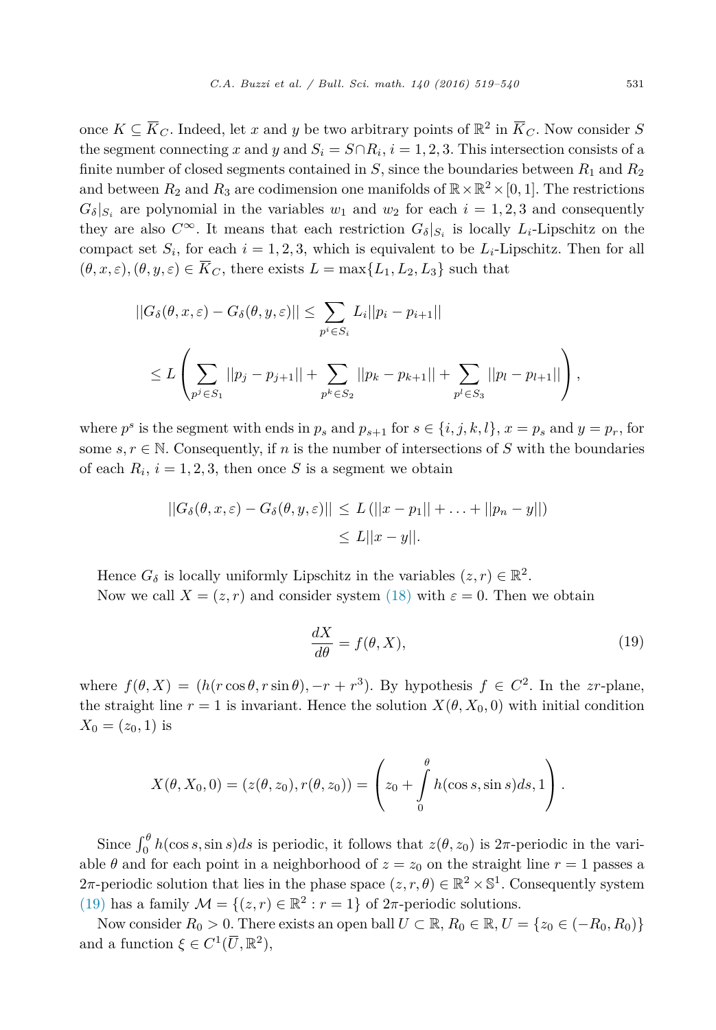once $K \subseteq \overline{K}_C$. Indeed, let $x$ and $y$ be two arbitrary points of $\mathbb{R}^2$ in $\overline{K}_C$. Now consider $S$ the segment connecting $x$ and $y$ and $S_i = S \cap R_i$, $i = 1, 2, 3$. This intersection consists of a finite number of closed segments contained in $S$, since the boundaries between $R_1$ and $R_2$ and between $R_2$ and $R_3$ are codimension one manifolds of $\mathbb{R} \times \mathbb{R}^2 \times [0, 1]$. The restrictions $G_\delta|_{S_i}$ are polynomial in the variables $w_1$ and $w_2$ for each $i = 1, 2, 3$ and consequently they are also $C^\infty$. It means that each restriction $G_\delta|_{S_i}$ is locally $L_i$-Lipschitz on the compact set $S_i$, for each $i = 1, 2, 3$, which is equivalent to be $L_i$-Lipschitz. Then for all $(\theta, x, \varepsilon), (\theta, y, \varepsilon) \in \overline{K}_C$, there exists $L = \max\{L_1, L_2, L_3\}$ such that

$$
\begin{aligned}
||G_\delta(\theta, x, \varepsilon) - G_\delta(\theta, y, \varepsilon)|| &\leq \sum_{p^i \in S_i} L_i ||p_i - p_{i+1}|| \\
&\leq L \left( \sum_{p^j \in S_1} ||p_j - p_{j+1}|| + \sum_{p^k \in S_2} ||p_k - p_{k+1}|| + \sum_{p^l \in S_3} ||p_l - p_{l+1}|| \right),
\end{aligned}
$$

where $p^s$ is the segment with ends in $p_s$ and $p_{s+1}$ for $s \in \{i, j, k, l\}$, $x = p_s$ and $y = p_r$, for some $s, r \in \mathbb{N}$. Consequently, if $n$ is the number of intersections of $S$ with the boundaries of each $R_i$, $i = 1, 2, 3$, then once $S$ is a segment we obtain

$$
\begin{aligned}
||G_\delta(\theta, x, \varepsilon) - G_\delta(\theta, y, \varepsilon)|| &\leq L\,(||x - p_1|| + \ldots + ||p_n - y||) \\
&\leq L||x - y||.
\end{aligned}
$$

Hence $G_\delta$ is locally uniformly Lipschitz in the variables $(z, r) \in \mathbb{R}^2$.

Now we call $X = (z, r)$ and consider system (18) with $\varepsilon = 0$. Then we obtain

$$
\frac{dX}{d\theta} = f(\theta, X), \tag{19}
$$

where $f(\theta, X) = (h(r\cos\theta, r\sin\theta), -r + r^3)$. By hypothesis $f \in C^2$. In the $zr$-plane, the straight line $r = 1$ is invariant. Hence the solution $X(\theta, X_0, 0)$ with initial condition $X_0 = (z_0, 1)$ is

$$
X(\theta, X_0, 0) = (z(\theta, z_0), r(\theta, z_0)) = \left( z_0 + \int_0^\theta h(\cos s, \sin s) ds, 1 \right).
$$

Since $\int_0^\theta h(\cos s, \sin s) ds$ is periodic, it follows that $z(\theta, z_0)$ is $2\pi$-periodic in the variable $\theta$ and for each point in a neighborhood of $z = z_0$ on the straight line $r = 1$ passes a $2\pi$-periodic solution that lies in the phase space $(z, r, \theta) \in \mathbb{R}^2 \times \mathbb{S}^1$. Consequently system (19) has a family $\mathcal{M} = \{(z, r) \in \mathbb{R}^2 : r = 1\}$ of $2\pi$-periodic solutions.

Now consider $R_0 > 0$. There exists an open ball $U \subset \mathbb{R}$, $R_0 \in \mathbb{R}$, $U = \{z_0 \in (-R_0, R_0)\}$ and a function $\xi \in C^1(\overline{U}, \mathbb{R}^2)$,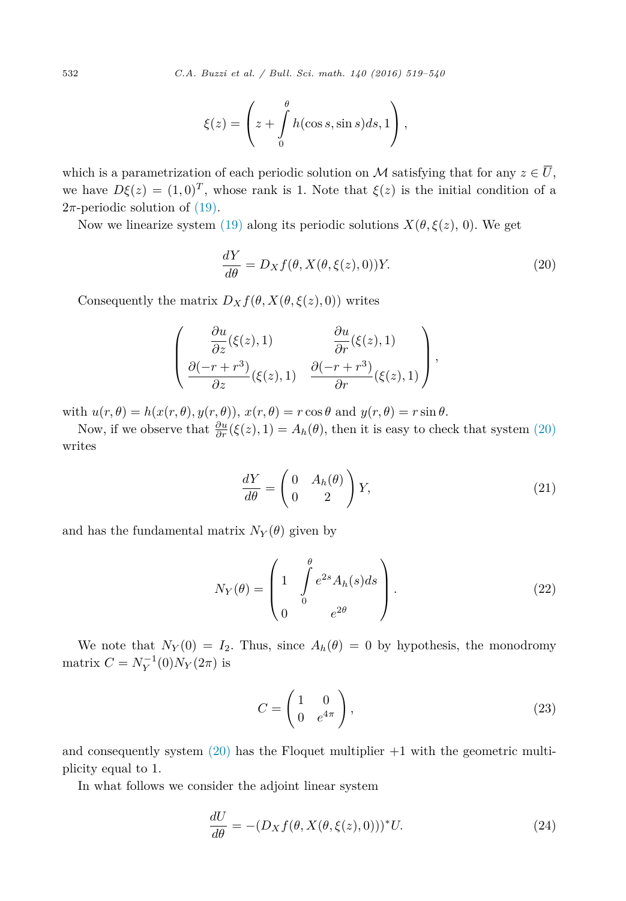$$\xi(z) = \left( z + \int_0^\theta h(\cos s, \sin s) ds, 1 \right),$$

which is a parametrization of each periodic solution on $\mathcal{M}$ satisfying that for any $z \in \overline{U}$, we have $D\xi(z) = (1, 0)^T$, whose rank is 1. Note that $\xi(z)$ is the initial condition of a $2\pi$-periodic solution of (19).

Now we linearize system (19) along its periodic solutions $X(\theta, \xi(z), 0)$. We get

$$\frac{dY}{d\theta} = D_X f(\theta, X(\theta, \xi(z), 0))Y. \tag{20}$$

Consequently the matrix $D_X f(\theta, X(\theta, \xi(z), 0))$ writes

$$\begin{pmatrix} \dfrac{\partial u}{\partial z}(\xi(z), 1) & \dfrac{\partial u}{\partial r}(\xi(z), 1) \\ \dfrac{\partial(-r + r^3)}{\partial z}(\xi(z), 1) & \dfrac{\partial(-r + r^3)}{\partial r}(\xi(z), 1) \end{pmatrix},$$

with $u(r, \theta) = h(x(r, \theta), y(r, \theta))$, $x(r, \theta) = r\cos\theta$ and $y(r, \theta) = r\sin\theta$.

Now, if we observe that $\frac{\partial u}{\partial r}(\xi(z), 1) = A_h(\theta)$, then it is easy to check that system (20) writes

$$\frac{dY}{d\theta} = \begin{pmatrix} 0 & A_h(\theta) \\ 0 & 2 \end{pmatrix} Y, \tag{21}$$

and has the fundamental matrix $N_Y(\theta)$ given by

$$N_Y(\theta) = \begin{pmatrix} 1 & \displaystyle\int_0^\theta e^{2s} A_h(s) ds \\ 0 & e^{2\theta} \end{pmatrix}. \tag{22}$$

We note that $N_Y(0) = I_2$. Thus, since $A_h(\theta) = 0$ by hypothesis, the monodromy matrix $C = N_Y^{-1}(0)N_Y(2\pi)$ is

$$C = \begin{pmatrix} 1 & 0 \\ 0 & e^{4\pi} \end{pmatrix}, \tag{23}$$

and consequently system (20) has the Floquet multiplier $+1$ with the geometric multiplicity equal to 1.

In what follows we consider the adjoint linear system

$$\frac{dU}{d\theta} = -(D_X f(\theta, X(\theta, \xi(z), 0)))^* U. \tag{24}$$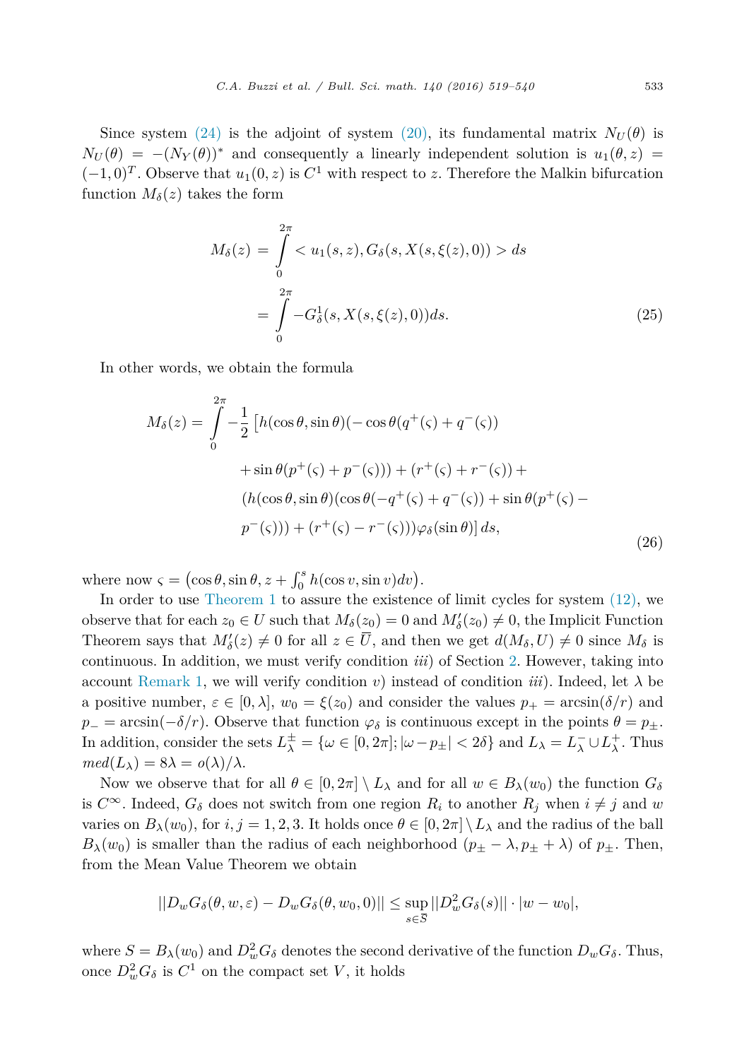Since system (24) is the adjoint of system (20), its fundamental matrix $N_U(\theta)$ is $N_U(\theta) = -(N_Y(\theta))^*$ and consequently a linearly independent solution is $u_1(\theta, z) = (-1, 0)^T$. Observe that $u_1(0, z)$ is $C^1$ with respect to $z$. Therefore the Malkin bifurcation function $M_\delta(z)$ takes the form

$$
\begin{aligned}
M_\delta(z) &= \int_0^{2\pi} < u_1(s, z), G_\delta(s, X(s, \xi(z), 0)) > ds \\
&= \int_0^{2\pi} -G_\delta^1(s, X(s, \xi(z), 0)) ds.
\end{aligned}
\tag{25}
$$

In other words, we obtain the formula

$$
\begin{aligned}
M_\delta(z) = \int_0^{2\pi} -\frac{1}{2} \big[ & h(\cos\theta, \sin\theta)(-\cos\theta(q^+(\varsigma) + q^-(\varsigma)) \\
& + \sin\theta(p^+(\varsigma) + p^-(\varsigma))) + (r^+(\varsigma) + r^-(\varsigma)) + \\
& (h(\cos\theta, \sin\theta)(\cos\theta(-q^+(\varsigma) + q^-(\varsigma)) + \sin\theta(p^+(\varsigma) - \\
& p^-(\varsigma))) + (r^+(\varsigma) - r^-(\varsigma)))\varphi_\delta(\sin\theta) \big] \, ds,
\end{aligned}
\tag{26}
$$

where now $\varsigma = \left(\cos\theta, \sin\theta, z + \int_0^s h(\cos v, \sin v) dv\right)$.

In order to use Theorem 1 to assure the existence of limit cycles for system (12), we observe that for each $z_0 \in U$ such that $M_\delta(z_0) = 0$ and $M'_\delta(z_0) \neq 0$, the Implicit Function Theorem says that $M'_\delta(z) \neq 0$ for all $z \in \overline{U}$, and then we get $d(M_\delta, U) \neq 0$ since $M_\delta$ is continuous. In addition, we must verify condition *iii*) of Section 2. However, taking into account Remark 1, we will verify condition *v*) instead of condition *iii*). Indeed, let $\lambda$ be a positive number, $\varepsilon \in [0, \lambda]$, $w_0 = \xi(z_0)$ and consider the values $p_+ = \arcsin(\delta/r)$ and $p_- = \arcsin(-\delta/r)$. Observe that function $\varphi_\delta$ is continuous except in the points $\theta = p_\pm$. In addition, consider the sets $L_\lambda^\pm = \{\omega \in [0, 2\pi]; |\omega - p_\pm| < 2\delta\}$ and $L_\lambda = L_\lambda^- \cup L_\lambda^+$. Thus $med(L_\lambda) = 8\lambda = o(\lambda)/\lambda$.

Now we observe that for all $\theta \in [0, 2\pi] \setminus L_\lambda$ and for all $w \in B_\lambda(w_0)$ the function $G_\delta$ is $C^\infty$. Indeed, $G_\delta$ does not switch from one region $R_i$ to another $R_j$ when $i \neq j$ and $w$ varies on $B_\lambda(w_0)$, for $i, j = 1, 2, 3$. It holds once $\theta \in [0, 2\pi] \setminus L_\lambda$ and the radius of the ball $B_\lambda(w_0)$ is smaller than the radius of each neighborhood $(p_\pm - \lambda, p_\pm + \lambda)$ of $p_\pm$. Then, from the Mean Value Theorem we obtain

$$
||D_w G_\delta(\theta, w, \varepsilon) - D_w G_\delta(\theta, w_0, 0)|| \leq \sup_{s \in \overline{S}} ||D_w^2 G_\delta(s)|| \cdot |w - w_0|,
$$

where $S = B_\lambda(w_0)$ and $D_w^2 G_\delta$ denotes the second derivative of the function $D_w G_\delta$. Thus, once $D_w^2 G_\delta$ is $C^1$ on the compact set $V$, it holds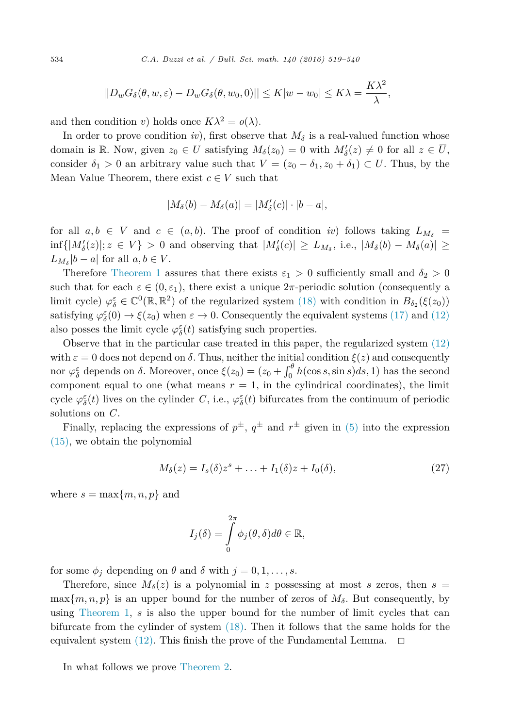$$||D_w G_\delta(\theta, w, \varepsilon) - D_w G_\delta(\theta, w_0, 0)|| \leq K|w - w_0| \leq K\lambda = \frac{K\lambda^2}{\lambda},$$

and then condition *v*) holds once $K\lambda^2 = o(\lambda)$.

In order to prove condition *iv*), first observe that $M_\delta$ is a real-valued function whose domain is $\mathbb{R}$. Now, given $z_0 \in U$ satisfying $M_\delta(z_0) = 0$ with $M'_\delta(z) \neq 0$ for all $z \in \overline{U}$, consider $\delta_1 > 0$ an arbitrary value such that $V = (z_0 - \delta_1, z_0 + \delta_1) \subset U$. Thus, by the Mean Value Theorem, there exist $c \in V$ such that

$$|M_\delta(b) - M_\delta(a)| = |M'_\delta(c)| \cdot |b - a|,$$

for all $a, b \in V$ and $c \in (a, b)$. The proof of condition *iv*) follows taking $L_{M_\delta} = \inf\{|M'_\delta(z)|; z \in V\} > 0$ and observing that $|M'_\delta(c)| \geq L_{M_\delta}$, i.e., $|M_\delta(b) - M_\delta(a)| \geq L_{M_\delta}|b - a|$ for all $a, b \in V$.

Therefore Theorem 1 assures that there exists $\varepsilon_1 > 0$ sufficiently small and $\delta_2 > 0$ such that for each $\varepsilon \in (0, \varepsilon_1)$, there exist a unique $2\pi$-periodic solution (consequently a limit cycle) $\varphi^\varepsilon_\delta \in \mathbb{C}^0(\mathbb{R}, \mathbb{R}^2)$ of the regularized system (18) with condition in $B_{\delta_2}(\xi(z_0))$ satisfying $\varphi^\varepsilon_\delta(0) \to \xi(z_0)$ when $\varepsilon \to 0$. Consequently the equivalent systems (17) and (12) also posses the limit cycle $\varphi^\varepsilon_\delta(t)$ satisfying such properties.

Observe that in the particular case treated in this paper, the regularized system (12) with $\varepsilon = 0$ does not depend on $\delta$. Thus, neither the initial condition $\xi(z)$ and consequently nor $\varphi^\varepsilon_\delta$ depends on $\delta$. Moreover, once $\xi(z_0) = (z_0 + \int_0^\theta h(\cos s, \sin s)ds, 1)$ has the second component equal to one (what means $r = 1$, in the cylindrical coordinates), the limit cycle $\varphi^\varepsilon_\delta(t)$ lives on the cylinder $C$, i.e., $\varphi^\varepsilon_\delta(t)$ bifurcates from the continuum of periodic solutions on $C$.

Finally, replacing the expressions of $p^\pm$, $q^\pm$ and $r^\pm$ given in (5) into the expression (15), we obtain the polynomial

$$M_\delta(z) = I_s(\delta)z^s + \ldots + I_1(\delta)z + I_0(\delta), \tag{27}$$

where $s = \max\{m, n, p\}$ and

$$I_j(\delta) = \int_0^{2\pi} \phi_j(\theta, \delta)d\theta \in \mathbb{R},$$

for some $\phi_j$ depending on $\theta$ and $\delta$ with $j = 0, 1, \ldots, s$.

Therefore, since $M_\delta(z)$ is a polynomial in $z$ possessing at most $s$ zeros, then $s = \max\{m, n, p\}$ is an upper bound for the number of zeros of $M_\delta$. But consequently, by using Theorem 1, $s$ is also the upper bound for the number of limit cycles that can bifurcate from the cylinder of system (18). Then it follows that the same holds for the equivalent system (12). This finish the prove of the Fundamental Lemma. $\square$

In what follows we prove Theorem 2.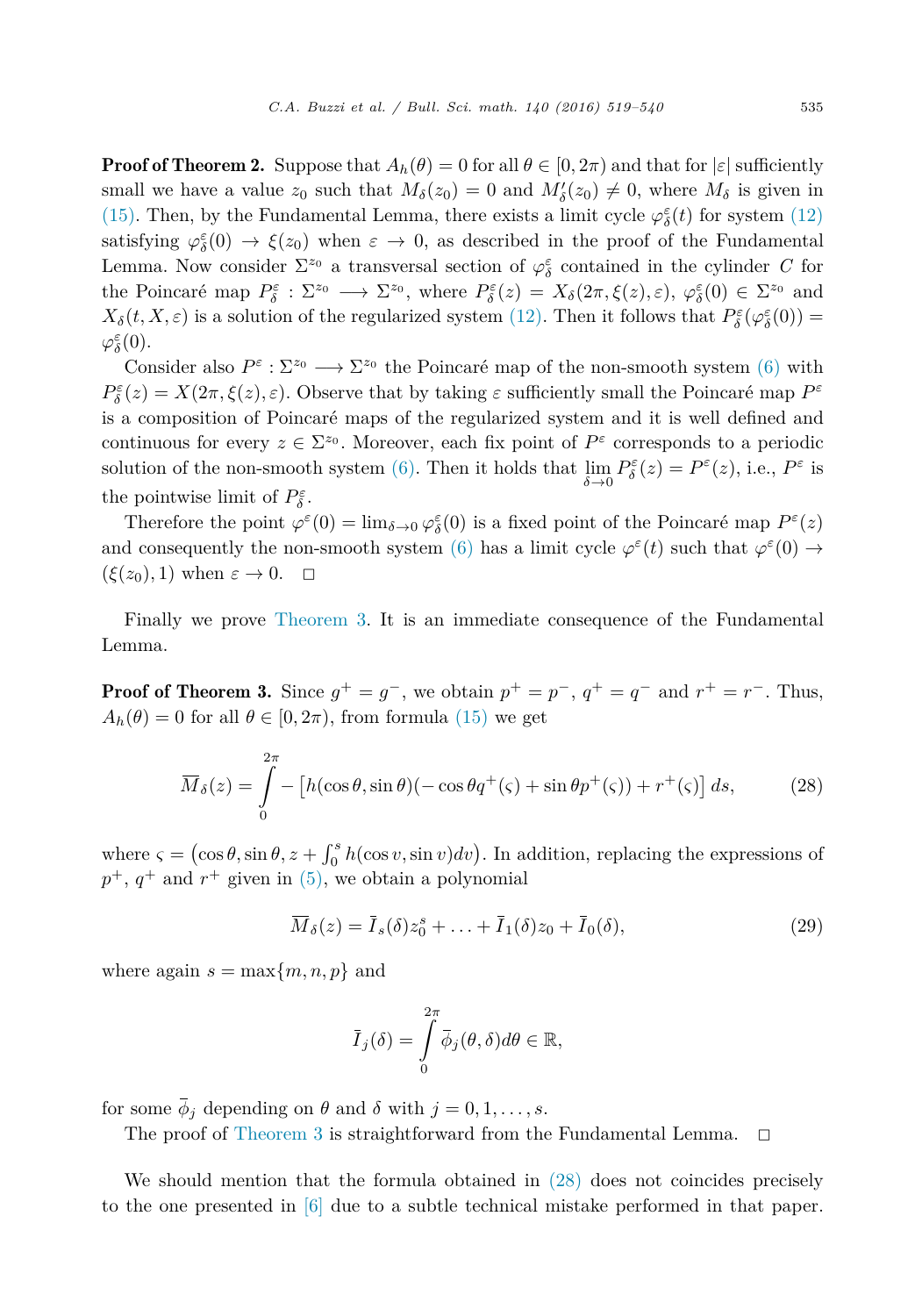**Proof of Theorem 2.** Suppose that $A_h(\theta) = 0$ for all $\theta \in [0, 2\pi)$ and that for $|\varepsilon|$ sufficiently small we have a value $z_0$ such that $M_\delta(z_0) = 0$ and $M'_\delta(z_0) \neq 0$, where $M_\delta$ is given in (15). Then, by the Fundamental Lemma, there exists a limit cycle $\varphi^\varepsilon_\delta(t)$ for system (12) satisfying $\varphi^\varepsilon_\delta(0) \to \xi(z_0)$ when $\varepsilon \to 0$, as described in the proof of the Fundamental Lemma. Now consider $\Sigma^{z_0}$ a transversal section of $\varphi^\varepsilon_\delta$ contained in the cylinder $C$ for the Poincaré map $P^\varepsilon_\delta : \Sigma^{z_0} \longrightarrow \Sigma^{z_0}$, where $P^\varepsilon_\delta(z) = X_\delta(2\pi, \xi(z), \varepsilon)$, $\varphi^\varepsilon_\delta(0) \in \Sigma^{z_0}$ and $X_\delta(t, X, \varepsilon)$ is a solution of the regularized system (12). Then it follows that $P^\varepsilon_\delta(\varphi^\varepsilon_\delta(0)) = \varphi^\varepsilon_\delta(0)$.

Consider also $P^\varepsilon : \Sigma^{z_0} \longrightarrow \Sigma^{z_0}$ the Poincaré map of the non-smooth system (6) with $P^\varepsilon_\delta(z) = X(2\pi, \xi(z), \varepsilon)$. Observe that by taking $\varepsilon$ sufficiently small the Poincaré map $P^\varepsilon$ is a composition of Poincaré maps of the regularized system and it is well defined and continuous for every $z \in \Sigma^{z_0}$. Moreover, each fix point of $P^\varepsilon$ corresponds to a periodic solution of the non-smooth system (6). Then it holds that $\lim\limits_{\delta \to 0} P^\varepsilon_\delta(z) = P^\varepsilon(z)$, i.e., $P^\varepsilon$ is the pointwise limit of $P^\varepsilon_\delta$.

Therefore the point $\varphi^\varepsilon(0) = \lim_{\delta \to 0} \varphi^\varepsilon_\delta(0)$ is a fixed point of the Poincaré map $P^\varepsilon(z)$ and consequently the non-smooth system (6) has a limit cycle $\varphi^\varepsilon(t)$ such that $\varphi^\varepsilon(0) \to (\xi(z_0), 1)$ when $\varepsilon \to 0$. $\square$

Finally we prove Theorem 3. It is an immediate consequence of the Fundamental Lemma.

**Proof of Theorem 3.** Since $g^+ = g^-$, we obtain $p^+ = p^-$, $q^+ = q^-$ and $r^+ = r^-$. Thus, $A_h(\theta) = 0$ for all $\theta \in [0, 2\pi)$, from formula (15) we get

$$\overline{M}_\delta(z) = \int_0^{2\pi} - \left[h(\cos\theta, \sin\theta)(-\cos\theta q^+(\varsigma) + \sin\theta p^+(\varsigma)) + r^+(\varsigma)\right] ds, \tag{28}$$

where $\varsigma = \left(\cos\theta, \sin\theta, z + \int_0^s h(\cos v, \sin v) dv\right)$. In addition, replacing the expressions of $p^+$, $q^+$ and $r^+$ given in (5), we obtain a polynomial

$$\overline{M}_\delta(z) = \bar{I}_s(\delta) z_0^s + \ldots + \bar{I}_1(\delta) z_0 + \bar{I}_0(\delta), \tag{29}$$

where again $s = \max\{m, n, p\}$ and

$$\bar{I}_j(\delta) = \int_0^{2\pi} \bar{\phi}_j(\theta, \delta) d\theta \in \mathbb{R},$$

for some $\bar{\phi}_j$ depending on $\theta$ and $\delta$ with $j = 0, 1, \ldots, s$.

The proof of Theorem 3 is straightforward from the Fundamental Lemma. $\square$

We should mention that the formula obtained in (28) does not coincides precisely to the one presented in [6] due to a subtle technical mistake performed in that paper.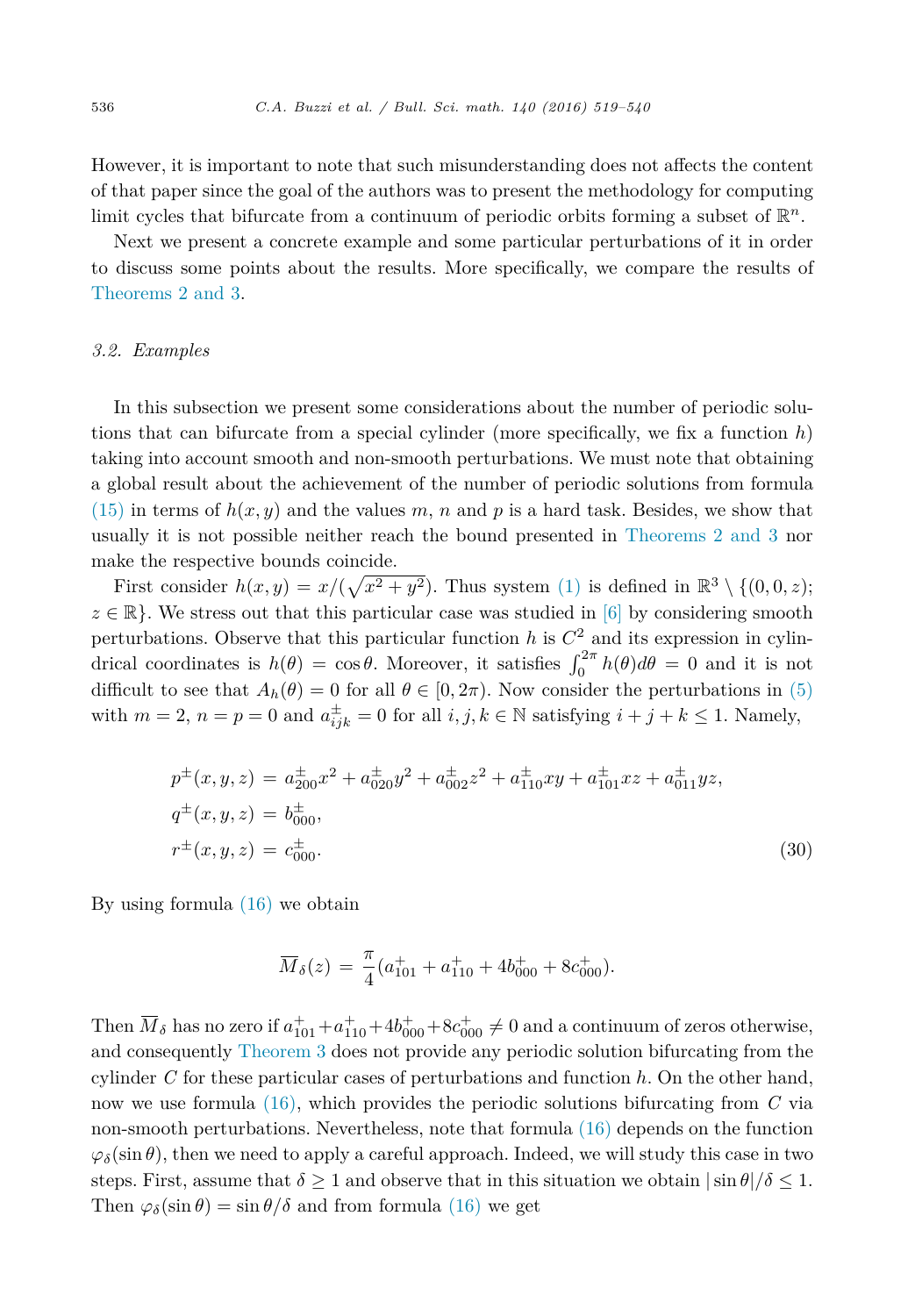However, it is important to note that such misunderstanding does not affects the content of that paper since the goal of the authors was to present the methodology for computing limit cycles that bifurcate from a continuum of periodic orbits forming a subset of $\mathbb{R}^n$.

Next we present a concrete example and some particular perturbations of it in order to discuss some points about the results. More specifically, we compare the results of Theorems 2 and 3.

### *3.2. Examples*

In this subsection we present some considerations about the number of periodic solutions that can bifurcate from a special cylinder (more specifically, we fix a function $h$) taking into account smooth and non-smooth perturbations. We must note that obtaining a global result about the achievement of the number of periodic solutions from formula (15) in terms of $h(x, y)$ and the values $m$, $n$ and $p$ is a hard task. Besides, we show that usually it is not possible neither reach the bound presented in Theorems 2 and 3 nor make the respective bounds coincide.

First consider $h(x, y) = x/(\sqrt{x^2 + y^2})$. Thus system (1) is defined in $\mathbb{R}^3 \setminus \{(0, 0, z);\ z \in \mathbb{R}\}$. We stress out that this particular case was studied in [6] by considering smooth perturbations. Observe that this particular function $h$ is $C^2$ and its expression in cylindrical coordinates is $h(\theta) = \cos\theta$. Moreover, it satisfies $\int_0^{2\pi} h(\theta)d\theta = 0$ and it is not difficult to see that $A_h(\theta) = 0$ for all $\theta \in [0, 2\pi)$. Now consider the perturbations in (5) with $m = 2$, $n = p = 0$ and $a^{\pm}_{ijk} = 0$ for all $i, j, k \in \mathbb{N}$ satisfying $i + j + k \leq 1$. Namely,

$$
\begin{aligned}
p^{\pm}(x, y, z) &= a^{\pm}_{200}x^2 + a^{\pm}_{020}y^2 + a^{\pm}_{002}z^2 + a^{\pm}_{110}xy + a^{\pm}_{101}xz + a^{\pm}_{011}yz,\\
q^{\pm}(x, y, z) &= b^{\pm}_{000},\\
r^{\pm}(x, y, z) &= c^{\pm}_{000}.
\end{aligned}
\tag{30}
$$

By using formula (16) we obtain

$$
\overline{M}_{\delta}(z) = \frac{\pi}{4}(a^{+}_{101} + a^{+}_{110} + 4b^{+}_{000} + 8c^{+}_{000}).
$$

Then $\overline{M}_{\delta}$ has no zero if $a^{+}_{101} + a^{+}_{110} + 4b^{+}_{000} + 8c^{+}_{000} \neq 0$ and a continuum of zeros otherwise, and consequently Theorem 3 does not provide any periodic solution bifurcating from the cylinder $C$ for these particular cases of perturbations and function $h$. On the other hand, now we use formula (16), which provides the periodic solutions bifurcating from $C$ via non-smooth perturbations. Nevertheless, note that formula (16) depends on the function $\varphi_{\delta}(\sin\theta)$, then we need to apply a careful approach. Indeed, we will study this case in two steps. First, assume that $\delta \geq 1$ and observe that in this situation we obtain $|\sin\theta|/\delta \leq 1$. Then $\varphi_{\delta}(\sin\theta) = \sin\theta/\delta$ and from formula (16) we get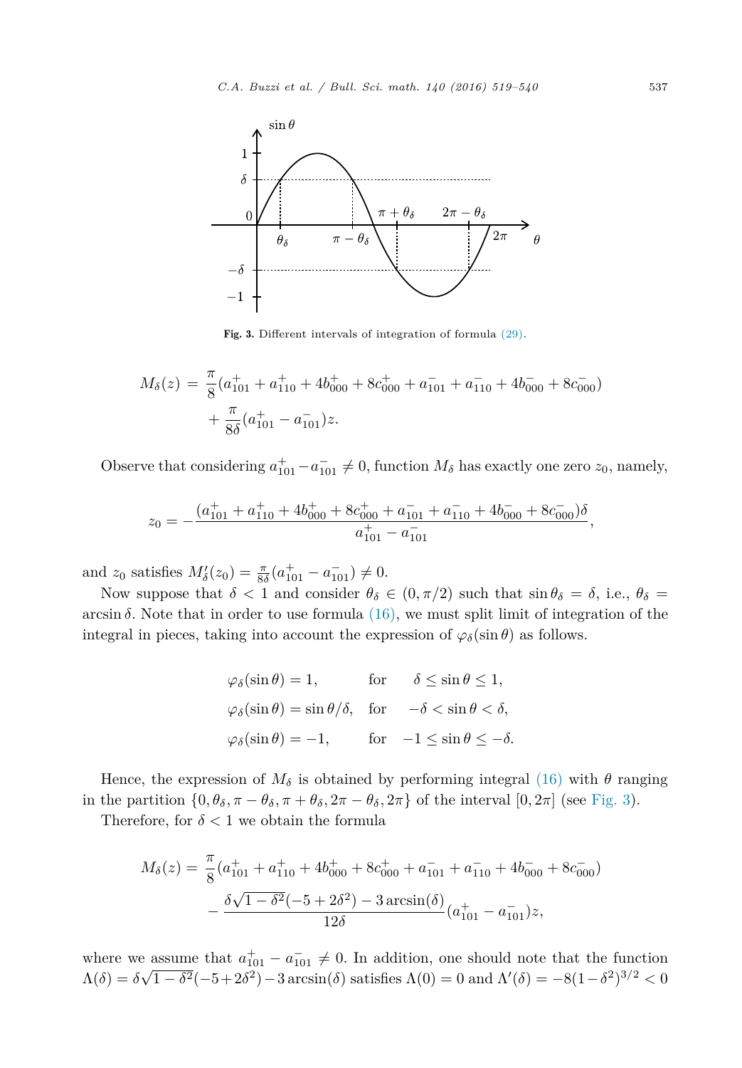Fig. 3. Different intervals of integration of formula (29).

$$M_\delta(z) = \frac{\pi}{8}(a^+_{101} + a^+_{110} + 4b^+_{000} + 8c^+_{000} + a^-_{101} + a^-_{110} + 4b^-_{000} + 8c^-_{000}) + \frac{\pi}{8\delta}(a^+_{101} - a^-_{101})z.$$

Observe that considering $a^+_{101} - a^-_{101} \neq 0$, function $M_\delta$ has exactly one zero $z_0$, namely,

$$z_0 = -\frac{(a^+_{101} + a^+_{110} + 4b^+_{000} + 8c^+_{000} + a^-_{101} + a^-_{110} + 4b^-_{000} + 8c^-_{000})\delta}{a^+_{101} - a^-_{101}},$$

and $z_0$ satisfies $M'_\delta(z_0) = \frac{\pi}{8\delta}(a^+_{101} - a^-_{101}) \neq 0$.

Now suppose that $\delta < 1$ and consider $\theta_\delta \in (0, \pi/2)$ such that $\sin\theta_\delta = \delta$, i.e., $\theta_\delta = \arcsin\delta$. Note that in order to use formula (16), we must split limit of integration of the integral in pieces, taking into account the expression of $\varphi_\delta(\sin\theta)$ as follows.

$$\begin{aligned}
&\varphi_\delta(\sin\theta) = 1, && \text{for} \quad \delta \leq \sin\theta \leq 1,\\
&\varphi_\delta(\sin\theta) = \sin\theta/\delta, && \text{for} \quad -\delta < \sin\theta < \delta,\\
&\varphi_\delta(\sin\theta) = -1, && \text{for} \quad -1 \leq \sin\theta \leq -\delta.
\end{aligned}$$

Hence, the expression of $M_\delta$ is obtained by performing integral (16) with $\theta$ ranging in the partition $\{0, \theta_\delta, \pi - \theta_\delta, \pi + \theta_\delta, 2\pi - \theta_\delta, 2\pi\}$ of the interval $[0, 2\pi]$ (see Fig. 3).

Therefore, for $\delta < 1$ we obtain the formula

$$M_\delta(z) = \frac{\pi}{8}(a^+_{101} + a^+_{110} + 4b^+_{000} + 8c^+_{000} + a^-_{101} + a^-_{110} + 4b^-_{000} + 8c^-_{000}) - \frac{\delta\sqrt{1-\delta^2}(-5+2\delta^2) - 3\arcsin(\delta)}{12\delta}(a^+_{101} - a^-_{101})z,$$

where we assume that $a^+_{101} - a^-_{101} \neq 0$. In addition, one should note that the function $\Lambda(\delta) = \delta\sqrt{1-\delta^2}(-5+2\delta^2) - 3\arcsin(\delta)$ satisfies $\Lambda(0) = 0$ and $\Lambda'(\delta) = -8(1-\delta^2)^{3/2} < 0$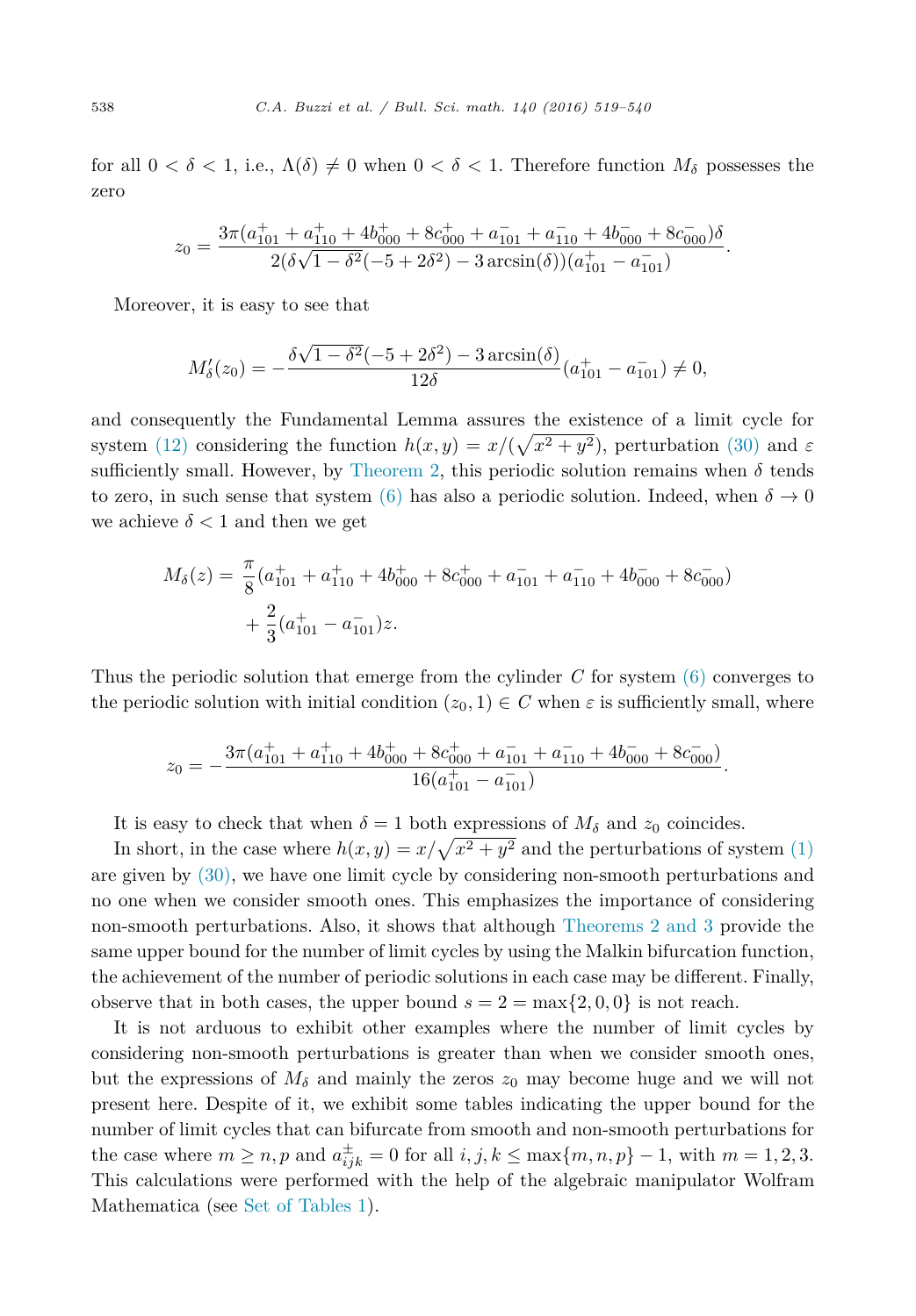for all $0 < \delta < 1$, i.e., $\Lambda(\delta) \neq 0$ when $0 < \delta < 1$. Therefore function $M_\delta$ possesses the zero

$$z_0 = \frac{3\pi(a^+_{101} + a^+_{110} + 4b^+_{000} + 8c^+_{000} + a^-_{101} + a^-_{110} + 4b^-_{000} + 8c^-_{000})\delta}{2(\delta\sqrt{1-\delta^2}(-5+2\delta^2) - 3\arcsin(\delta))(a^+_{101} - a^-_{101})}.$$

Moreover, it is easy to see that

$$M'_\delta(z_0) = -\frac{\delta\sqrt{1-\delta^2}(-5+2\delta^2) - 3\arcsin(\delta)}{12\delta}(a^+_{101} - a^-_{101}) \neq 0,$$

and consequently the Fundamental Lemma assures the existence of a limit cycle for system (12) considering the function $h(x,y) = x/(\sqrt{x^2+y^2})$, perturbation (30) and $\varepsilon$ sufficiently small. However, by Theorem 2, this periodic solution remains when $\delta$ tends to zero, in such sense that system (6) has also a periodic solution. Indeed, when $\delta \to 0$ we achieve $\delta < 1$ and then we get

$$\begin{aligned} M_\delta(z) = {} & \frac{\pi}{8}(a^+_{101} + a^+_{110} + 4b^+_{000} + 8c^+_{000} + a^-_{101} + a^-_{110} + 4b^-_{000} + 8c^-_{000}) \\ & + \frac{2}{3}(a^+_{101} - a^-_{101})z. \end{aligned}$$

Thus the periodic solution that emerge from the cylinder $C$ for system (6) converges to the periodic solution with initial condition $(z_0, 1) \in C$ when $\varepsilon$ is sufficiently small, where

$$z_0 = -\frac{3\pi(a^+_{101} + a^+_{110} + 4b^+_{000} + 8c^+_{000} + a^-_{101} + a^-_{110} + 4b^-_{000} + 8c^-_{000})}{16(a^+_{101} - a^-_{101})}.$$

It is easy to check that when $\delta = 1$ both expressions of $M_\delta$ and $z_0$ coincides.

In short, in the case where $h(x,y) = x/\sqrt{x^2+y^2}$ and the perturbations of system (1) are given by (30), we have one limit cycle by considering non-smooth perturbations and no one when we consider smooth ones. This emphasizes the importance of considering non-smooth perturbations. Also, it shows that although Theorems 2 and 3 provide the same upper bound for the number of limit cycles by using the Malkin bifurcation function, the achievement of the number of periodic solutions in each case may be different. Finally, observe that in both cases, the upper bound $s = 2 = \max\{2, 0, 0\}$ is not reach.

It is not arduous to exhibit other examples where the number of limit cycles by considering non-smooth perturbations is greater than when we consider smooth ones, but the expressions of $M_\delta$ and mainly the zeros $z_0$ may become huge and we will not present here. Despite of it, we exhibit some tables indicating the upper bound for the number of limit cycles that can bifurcate from smooth and non-smooth perturbations for the case where $m \geq n, p$ and $a^\pm_{ijk} = 0$ for all $i, j, k \leq \max\{m, n, p\} - 1$, with $m = 1, 2, 3$. This calculations were performed with the help of the algebraic manipulator Wolfram Mathematica (see Set of Tables 1).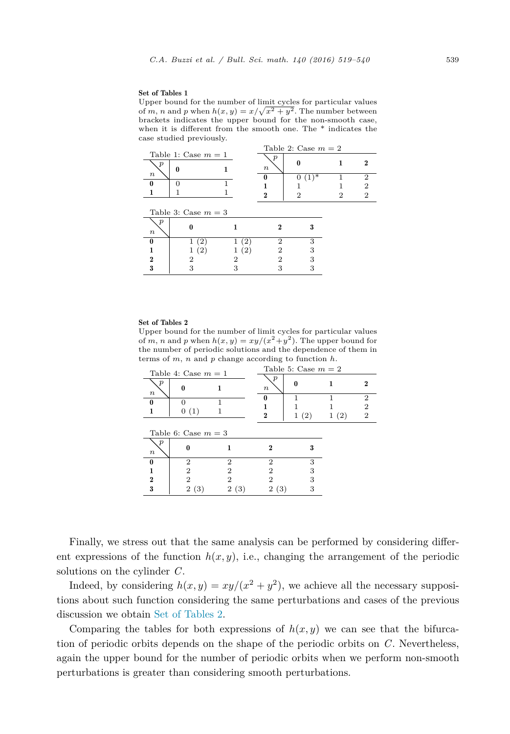**Set of Tables 1**

Upper bound for the number of limit cycles for particular values of $m$, $n$ and $p$ when $h(x, y) = x/\sqrt{x^2 + y^2}$. The number between brackets indicates the upper bound for the non-smooth case, when it is different from the smooth one. The * indicates the case studied previously.

Table 1: Case $m = 1$

| $n$ \ $p$ | **0** | **1** |
|---|---|---|
| **0** | 0 | 1 |
| **1** | 1 | 1 |

Table 2: Case $m = 2$

| $n$ \ $p$ | **0** | **1** | **2** |
|---|---|---|---|
| **0** | 0 (1)* | 1 | 2 |
| **1** | 1 | 1 | 2 |
| **2** | 2 | 2 | 2 |

Table 3: Case $m = 3$

| $n$ \ $p$ | **0** | **1** | **2** | **3** |
|---|---|---|---|---|
| **0** | 1 (2) | 1 (2) | 2 | 3 |
| **1** | 1 (2) | 1 (2) | 2 | 3 |
| **2** | 2 | 2 | 2 | 3 |
| **3** | 3 | 3 | 3 | 3 |

**Set of Tables 2**

Upper bound for the number of limit cycles for particular values of $m$, $n$ and $p$ when $h(x, y) = xy/(x^2+y^2)$. The upper bound for the number of periodic solutions and the dependence of them in terms of $m$, $n$ and $p$ change according to function $h$.

Table 4: Case $m = 1$

| $n$ \ $p$ | **0** | **1** |
|---|---|---|
| **0** | 0 | 1 |
| **1** | 0 (1) | 1 |

Table 5: Case $m = 2$

| $n$ \ $p$ | **0** | **1** | **2** |
|---|---|---|---|
| **0** | 1 | 1 | 2 |
| **1** | 1 | 1 | 2 |
| **2** | 1 (2) | 1 (2) | 2 |

Table 6: Case $m = 3$

| $n$ \ $p$ | **0** | **1** | **2** | **3** |
|---|---|---|---|---|
| **0** | 2 | 2 | 2 | 3 |
| **1** | 2 | 2 | 2 | 3 |
| **2** | 2 | 2 | 2 | 3 |
| **3** | 2 (3) | 2 (3) | 2 (3) | 3 |

Finally, we stress out that the same analysis can be performed by considering different expressions of the function $h(x, y)$, i.e., changing the arrangement of the periodic solutions on the cylinder $C$.

Indeed, by considering $h(x, y) = xy/(x^2 + y^2)$, we achieve all the necessary suppositions about such function considering the same perturbations and cases of the previous discussion we obtain Set of Tables 2.

Comparing the tables for both expressions of $h(x, y)$ we can see that the bifurcation of periodic orbits depends on the shape of the periodic orbits on $C$. Nevertheless, again the upper bound for the number of periodic orbits when we perform non-smooth perturbations is greater than considering smooth perturbations.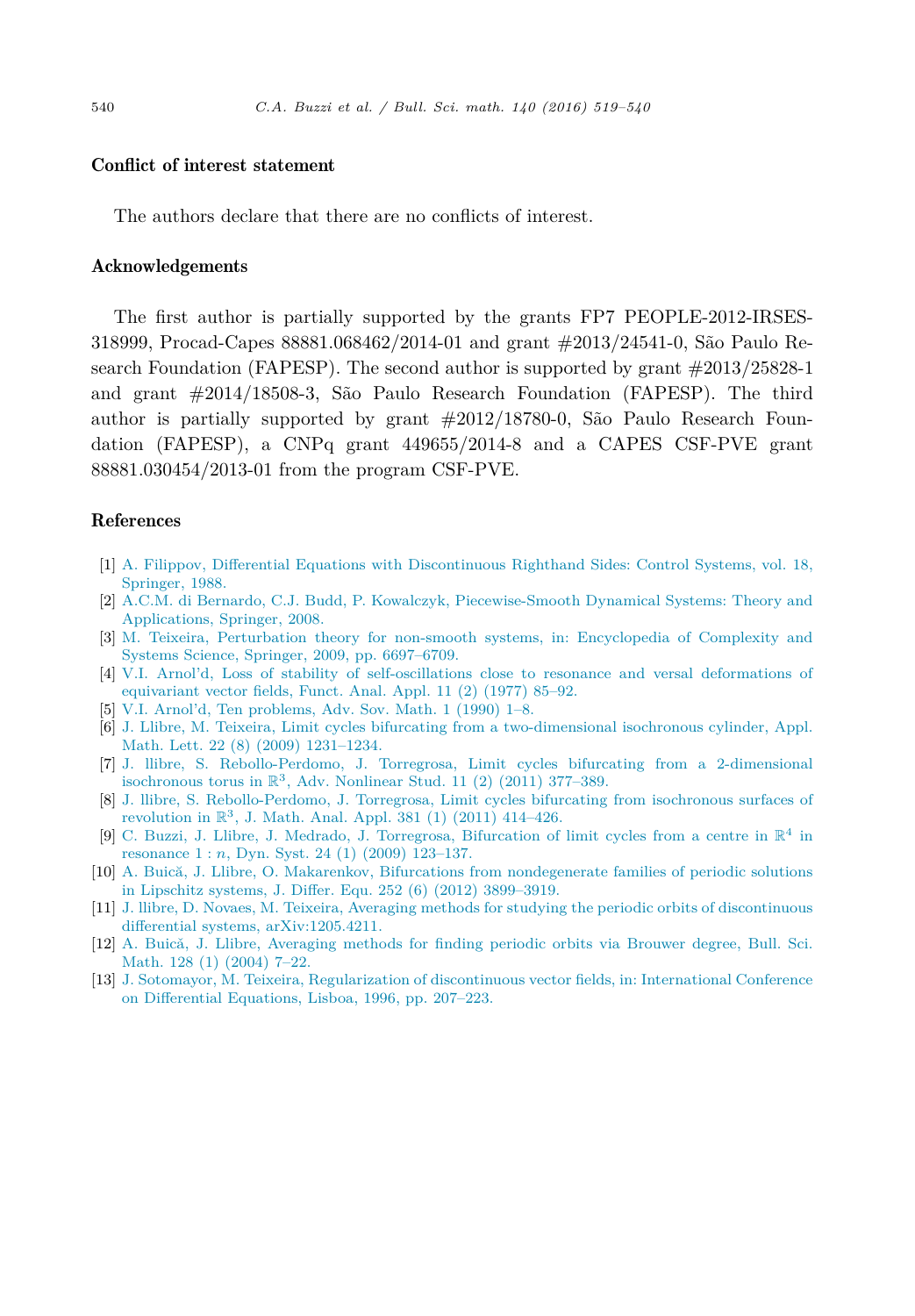## Conflict of interest statement

The authors declare that there are no conflicts of interest.

## Acknowledgements

The first author is partially supported by the grants FP7 PEOPLE-2012-IRSES-318999, Procad-Capes 88881.068462/2014-01 and grant #2013/24541-0, São Paulo Research Foundation (FAPESP). The second author is supported by grant #2013/25828-1 and grant #2014/18508-3, São Paulo Research Foundation (FAPESP). The third author is partially supported by grant #2012/18780-0, São Paulo Research Foundation (FAPESP), a CNPq grant 449655/2014-8 and a CAPES CSF-PVE grant 88881.030454/2013-01 from the program CSF-PVE.

## References

[1] A. Filippov, Differential Equations with Discontinuous Righthand Sides: Control Systems, vol. 18, Springer, 1988.

[2] A.C.M. di Bernardo, C.J. Budd, P. Kowalczyk, Piecewise-Smooth Dynamical Systems: Theory and Applications, Springer, 2008.

[3] M. Teixeira, Perturbation theory for non-smooth systems, in: Encyclopedia of Complexity and Systems Science, Springer, 2009, pp. 6697–6709.

[4] V.I. Arnol'd, Loss of stability of self-oscillations close to resonance and versal deformations of equivariant vector fields, Funct. Anal. Appl. 11 (2) (1977) 85–92.

[5] V.I. Arnol'd, Ten problems, Adv. Sov. Math. 1 (1990) 1–8.

[6] J. Llibre, M. Teixeira, Limit cycles bifurcating from a two-dimensional isochronous cylinder, Appl. Math. Lett. 22 (8) (2009) 1231–1234.

[7] J. llibre, S. Rebollo-Perdomo, J. Torregrosa, Limit cycles bifurcating from a 2-dimensional isochronous torus in $\mathbb{R}^3$, Adv. Nonlinear Stud. 11 (2) (2011) 377–389.

[8] J. llibre, S. Rebollo-Perdomo, J. Torregrosa, Limit cycles bifurcating from isochronous surfaces of revolution in $\mathbb{R}^3$, J. Math. Anal. Appl. 381 (1) (2011) 414–426.

[9] C. Buzzi, J. Llibre, J. Medrado, J. Torregrosa, Bifurcation of limit cycles from a centre in $\mathbb{R}^4$ in resonance $1 : n$, Dyn. Syst. 24 (1) (2009) 123–137.

[10] A. Buică, J. Llibre, O. Makarenkov, Bifurcations from nondegenerate families of periodic solutions in Lipschitz systems, J. Differ. Equ. 252 (6) (2012) 3899–3919.

[11] J. llibre, D. Novaes, M. Teixeira, Averaging methods for studying the periodic orbits of discontinuous differential systems, arXiv:1205.4211.

[12] A. Buică, J. Llibre, Averaging methods for finding periodic orbits via Brouwer degree, Bull. Sci. Math. 128 (1) (2004) 7–22.

[13] J. Sotomayor, M. Teixeira, Regularization of discontinuous vector fields, in: International Conference on Differential Equations, Lisboa, 1996, pp. 207–223.